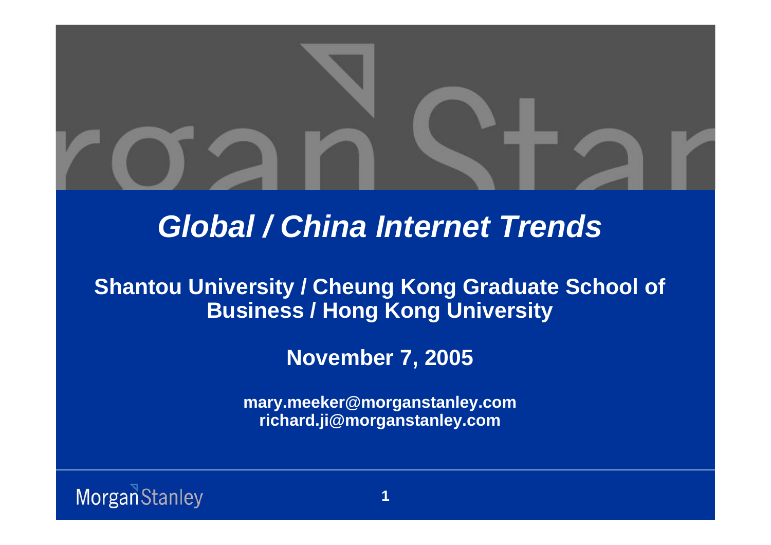# *Global / China Internet Trends*

**Shantou University / Cheung Kong Graduate School of Business / Hong Kong University**

**November 7, 2005**

**mary.meeker@morganstanley.com**
**richard.ji@morganstanley.com**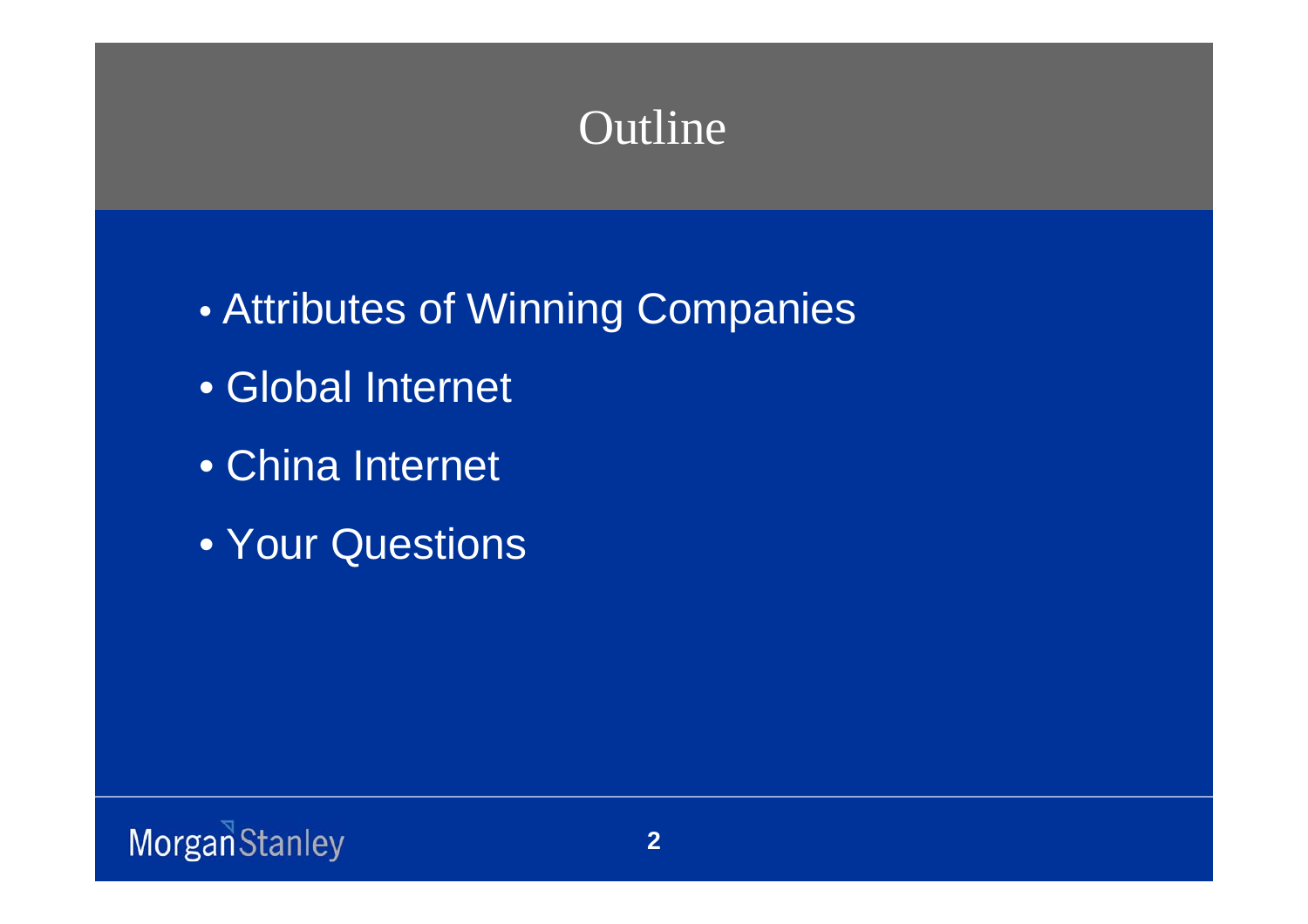# Outline

- Attributes of Winning Companies
- Global Internet
- China Internet
- Your Questions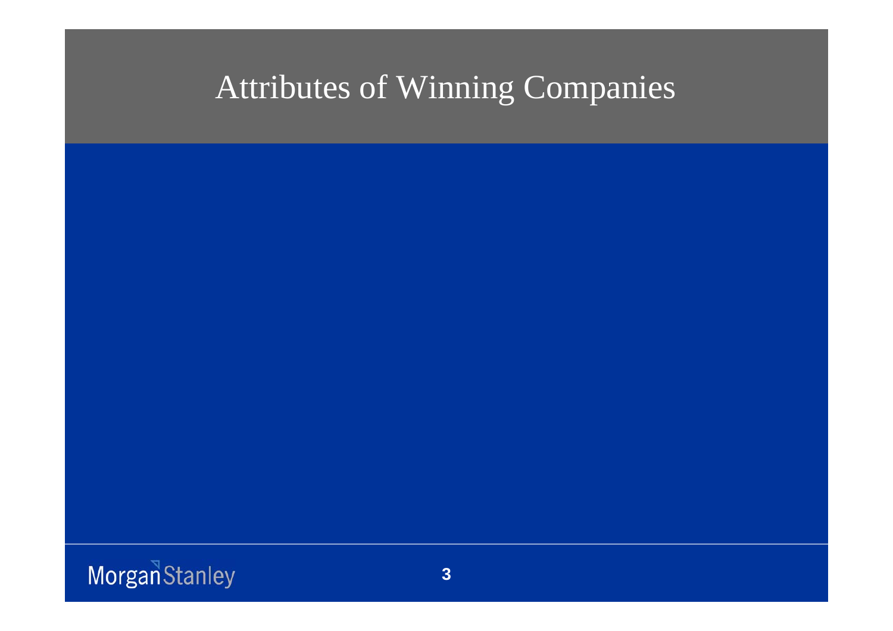# Attributes of Winning Companies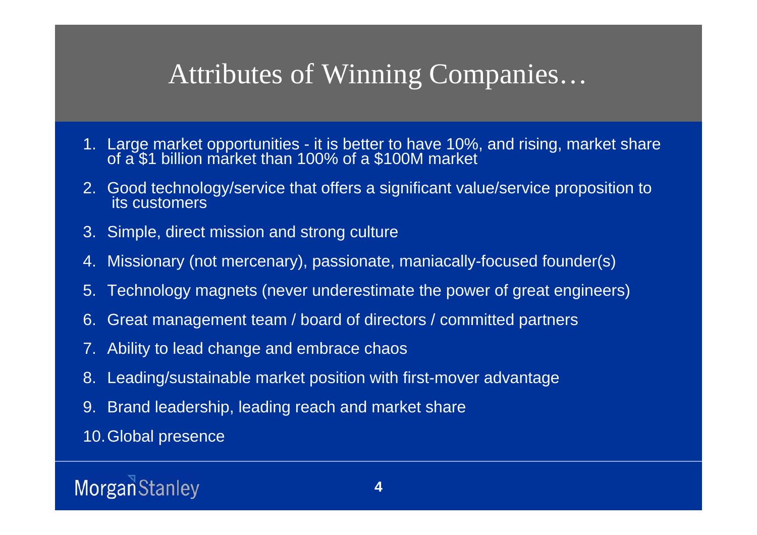# Attributes of Winning Companies…

1. Large market opportunities - it is better to have 10%, and rising, market share of a $1 billion market than 100% of a $100M market
2. Good technology/service that offers a significant value/service proposition to its customers
3. Simple, direct mission and strong culture
4. Missionary (not mercenary), passionate, maniacally-focused founder(s)
5. Technology magnets (never underestimate the power of great engineers)
6. Great management team / board of directors / committed partners
7. Ability to lead change and embrace chaos
8. Leading/sustainable market position with first-mover advantage
9. Brand leadership, leading reach and market share
10. Global presence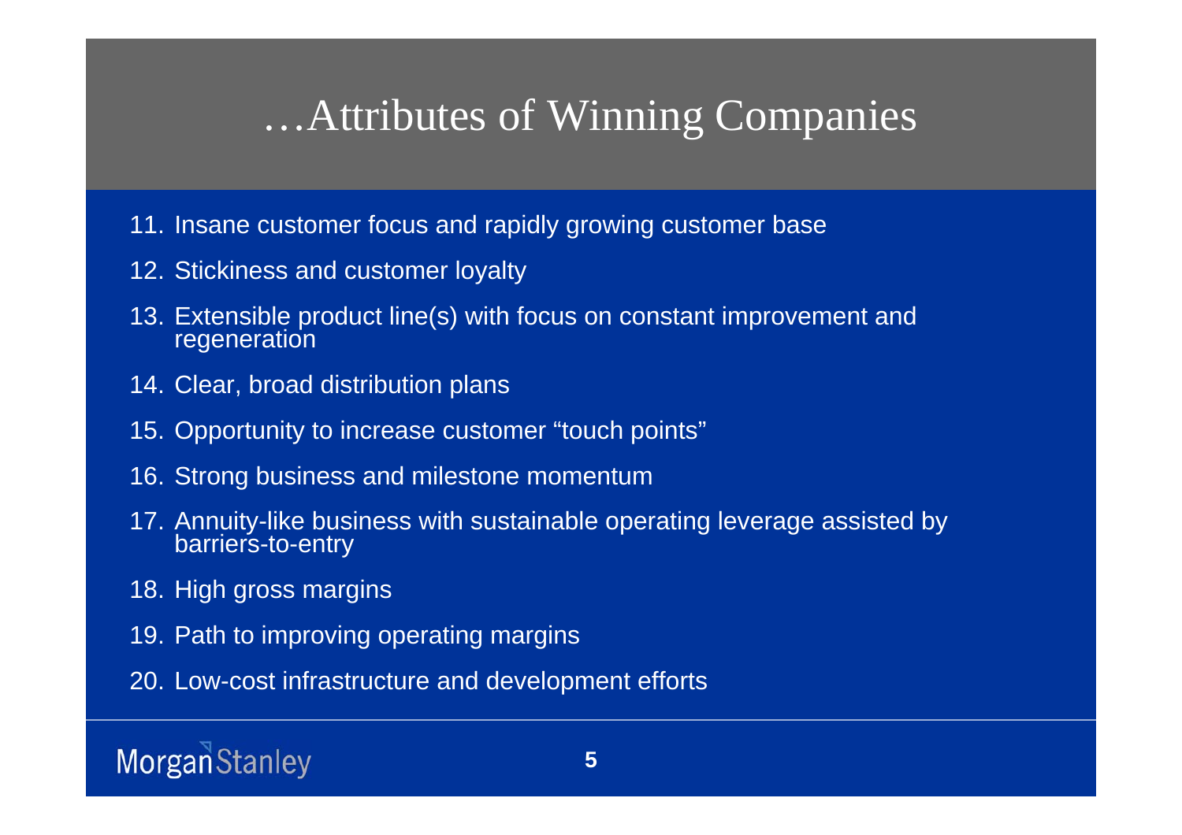# …Attributes of Winning Companies

11. Insane customer focus and rapidly growing customer base
12. Stickiness and customer loyalty
13. Extensible product line(s) with focus on constant improvement and regeneration
14. Clear, broad distribution plans
15. Opportunity to increase customer “touch points”
16. Strong business and milestone momentum
17. Annuity-like business with sustainable operating leverage assisted by barriers-to-entry
18. High gross margins
19. Path to improving operating margins
20. Low-cost infrastructure and development efforts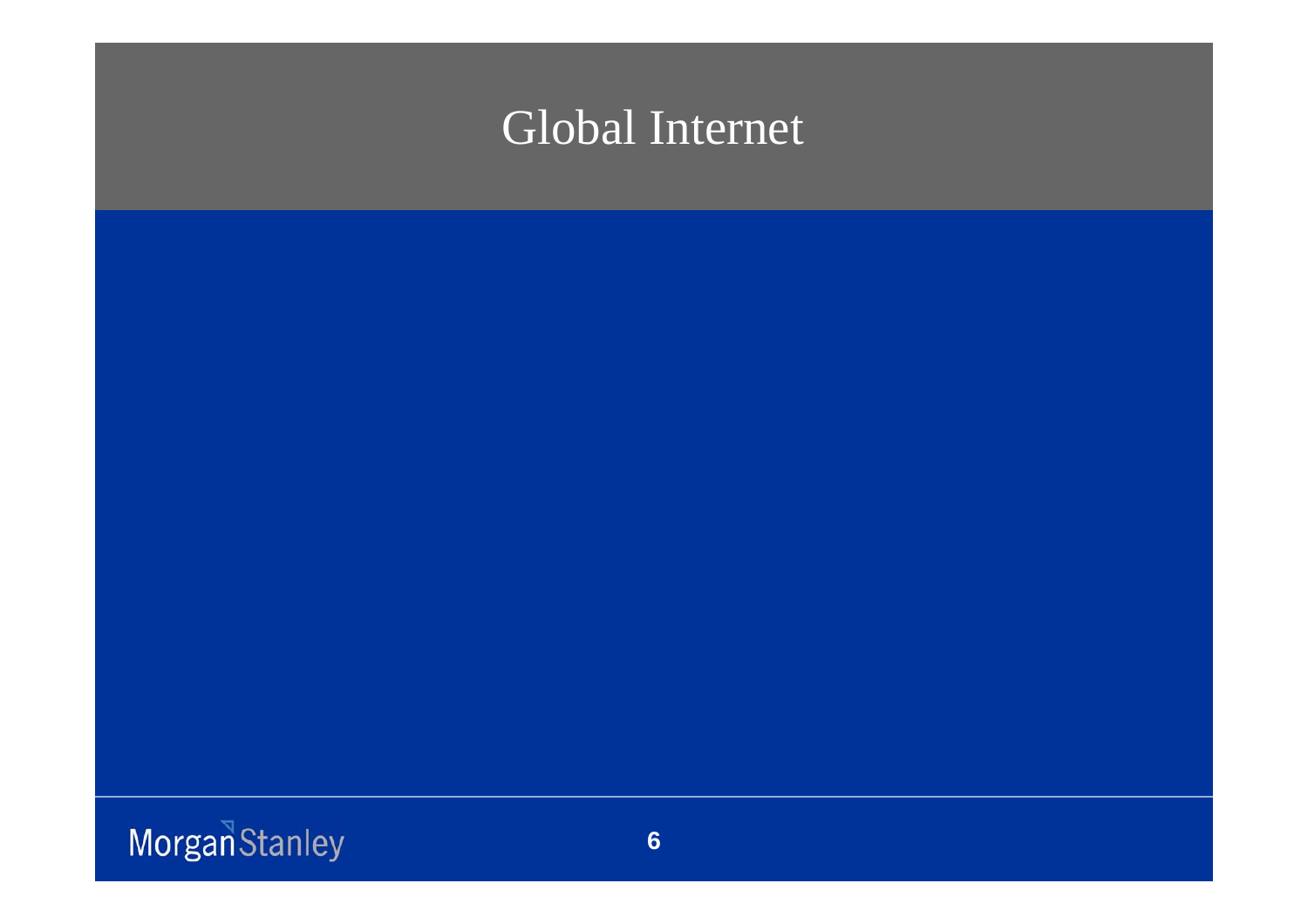# Global Internet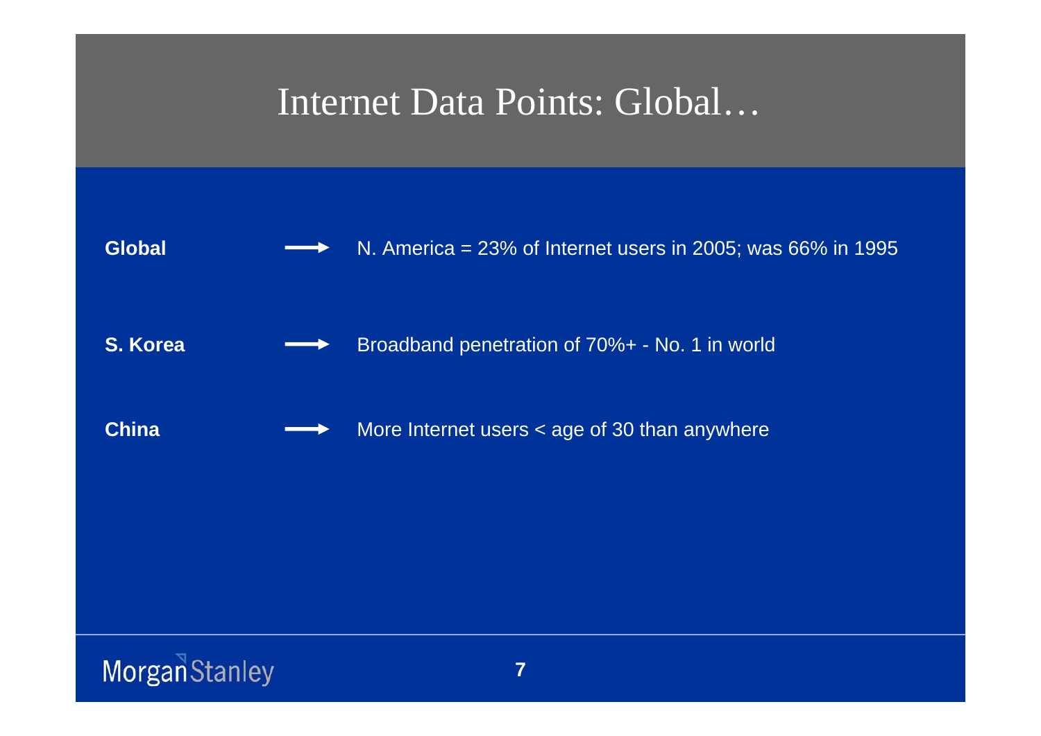# Internet Data Points: Global…

| | | |
|---|---|---|
| **Global** | → | N. America = 23% of Internet users in 2005; was 66% in 1995 |
| **S. Korea** | → | Broadband penetration of 70%+ - No. 1 in world |
| **China** | → | More Internet users < age of 30 than anywhere |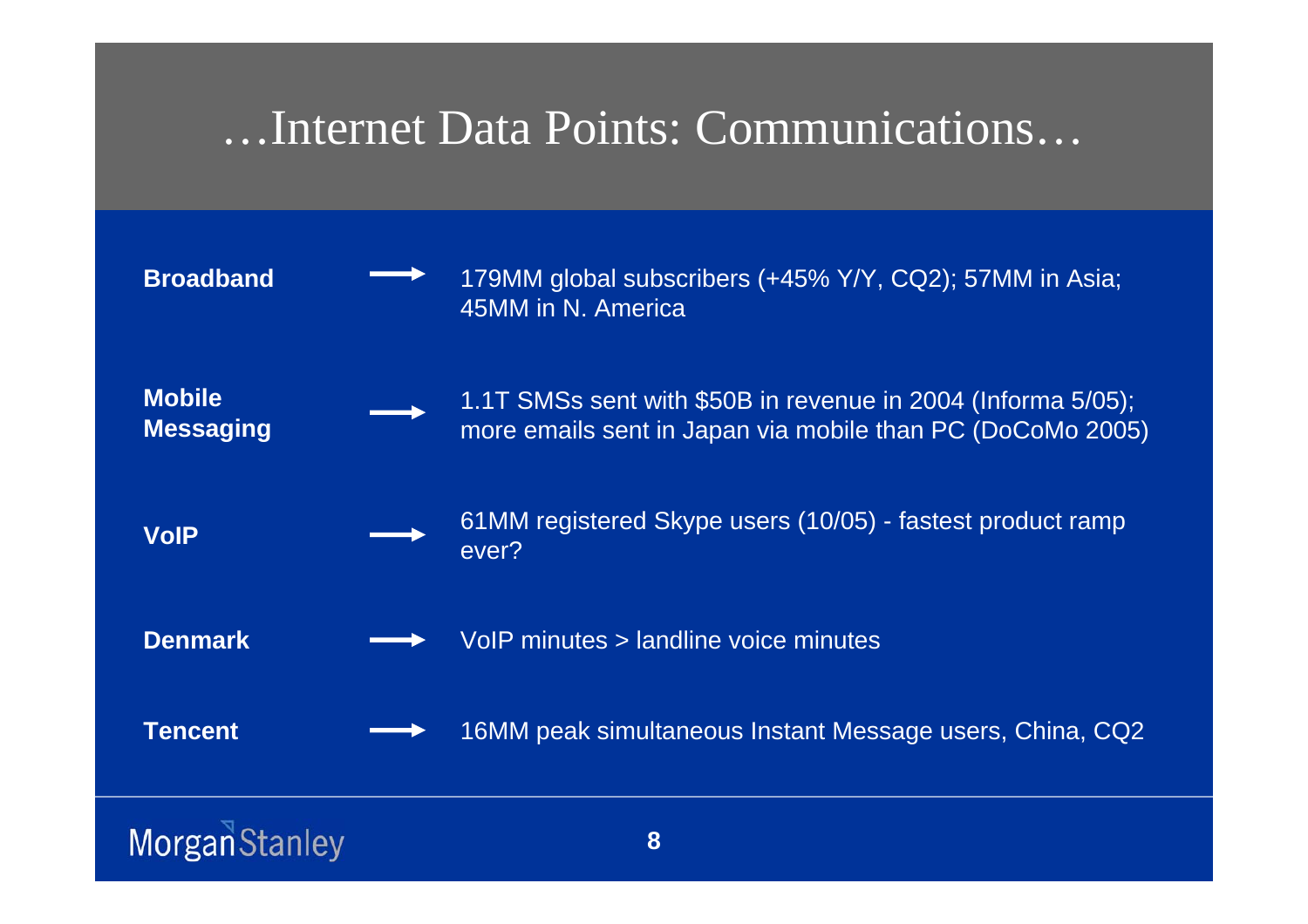# …Internet Data Points: Communications…

| | |
|---|---|
| **Broadband** | 179MM global subscribers (+45% Y/Y, CQ2); 57MM in Asia; 45MM in N. America |
| **Mobile Messaging** | 1.1T SMSs sent with $50B in revenue in 2004 (Informa 5/05); more emails sent in Japan via mobile than PC (DoCoMo 2005) |
| **VoIP** | 61MM registered Skype users (10/05) - fastest product ramp ever? |
| **Denmark** | VoIP minutes > landline voice minutes |
| **Tencent** | 16MM peak simultaneous Instant Message users, China, CQ2 |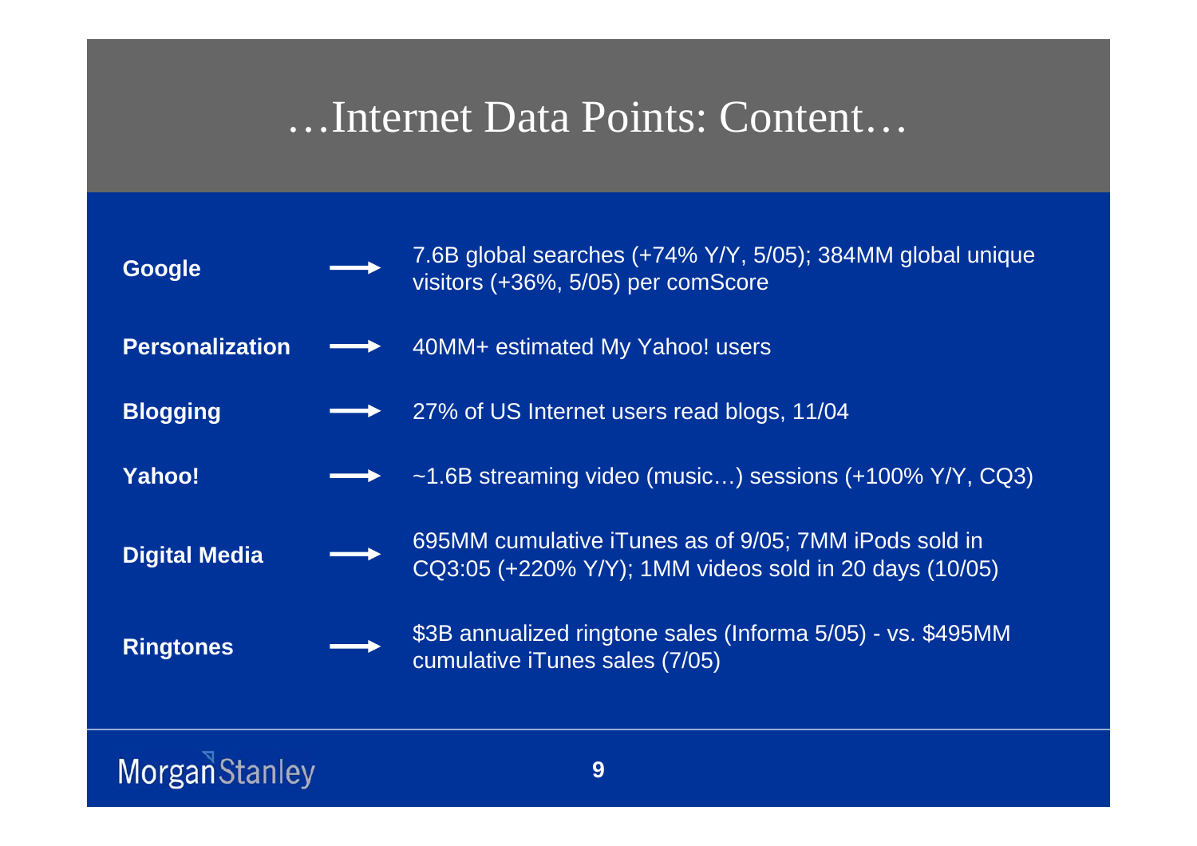# …Internet Data Points: Content…

| | |
|---|---|
| **Google** | 7.6B global searches (+74% Y/Y, 5/05); 384MM global unique visitors (+36%, 5/05) per comScore |
| **Personalization** | 40MM+ estimated My Yahoo! users |
| **Blogging** | 27% of US Internet users read blogs, 11/04 |
| **Yahoo!** | ~1.6B streaming video (music…) sessions (+100% Y/Y, CQ3) |
| **Digital Media** | 695MM cumulative iTunes as of 9/05; 7MM iPods sold in CQ3:05 (+220% Y/Y); 1MM videos sold in 20 days (10/05) |
| **Ringtones** | $3B annualized ringtone sales (Informa 5/05) - vs. $495MM cumulative iTunes sales (7/05) |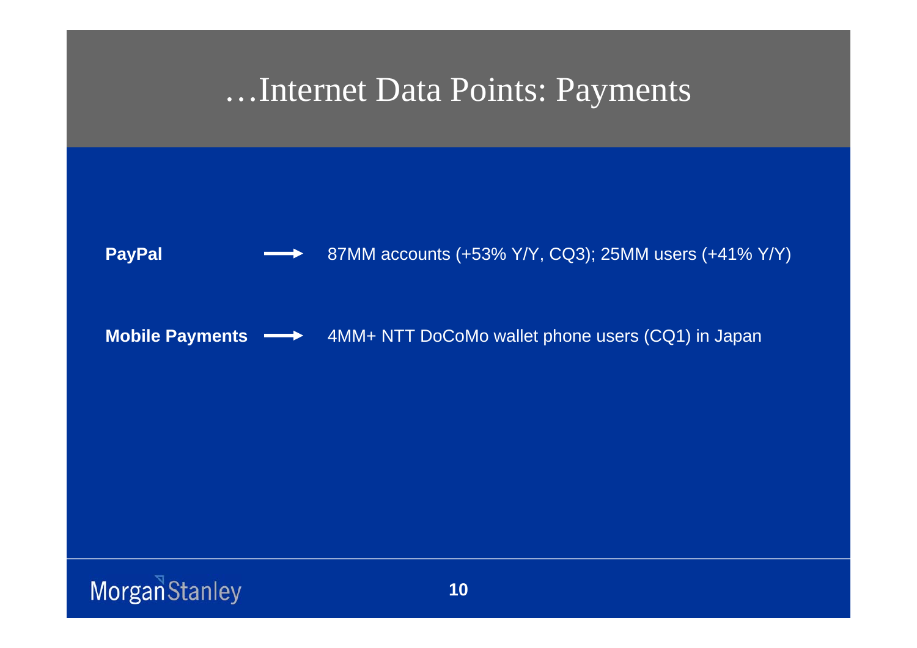# …Internet Data Points: Payments

**PayPal** → 87MM accounts (+53% Y/Y, CQ3); 25MM users (+41% Y/Y)

**Mobile Payments** → 4MM+ NTT DoCoMo wallet phone users (CQ1) in Japan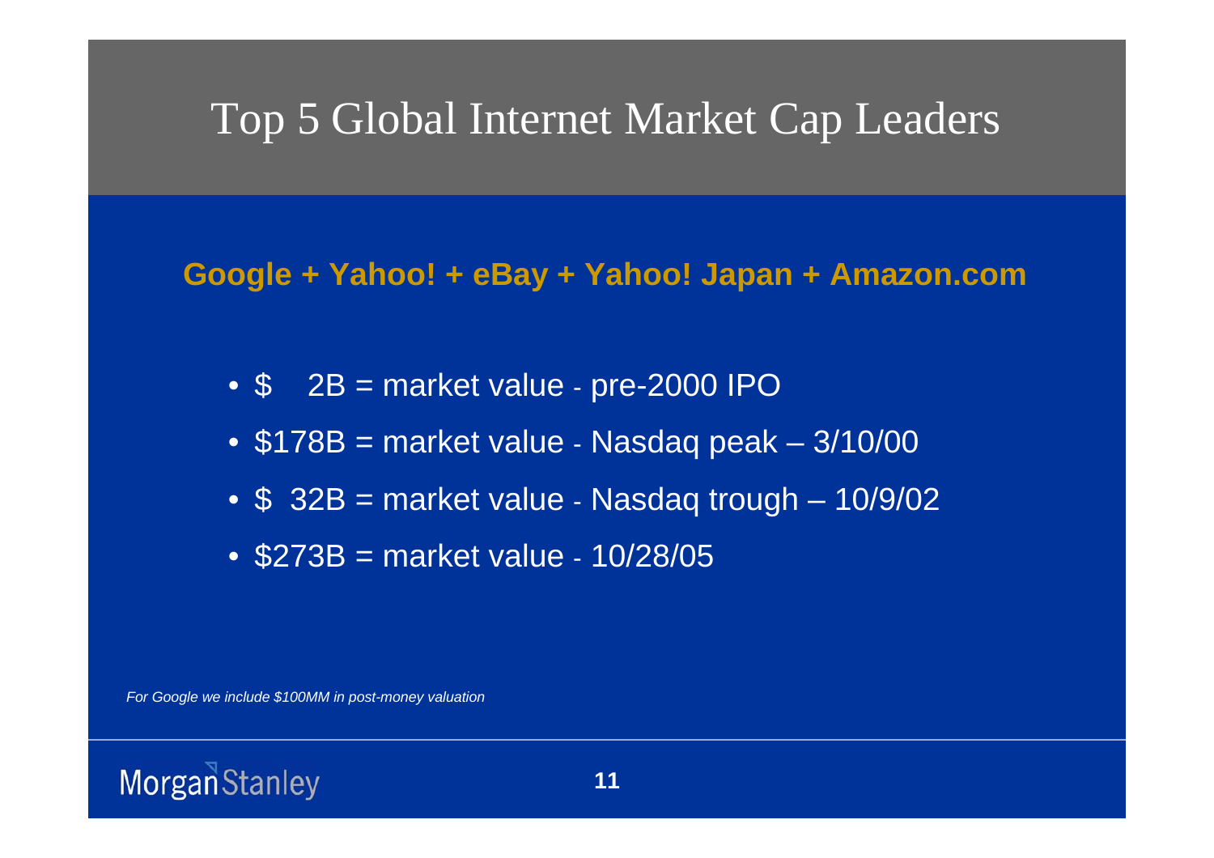# Top 5 Global Internet Market Cap Leaders

**Google + Yahoo! + eBay + Yahoo! Japan + Amazon.com**

- $    2B = market value - pre-2000 IPO
- $178B = market value - Nasdaq peak – 3/10/00
- $  32B = market value - Nasdaq trough – 10/9/02
- $273B = market value - 10/28/05

*For Google we include $100MM in post-money valuation*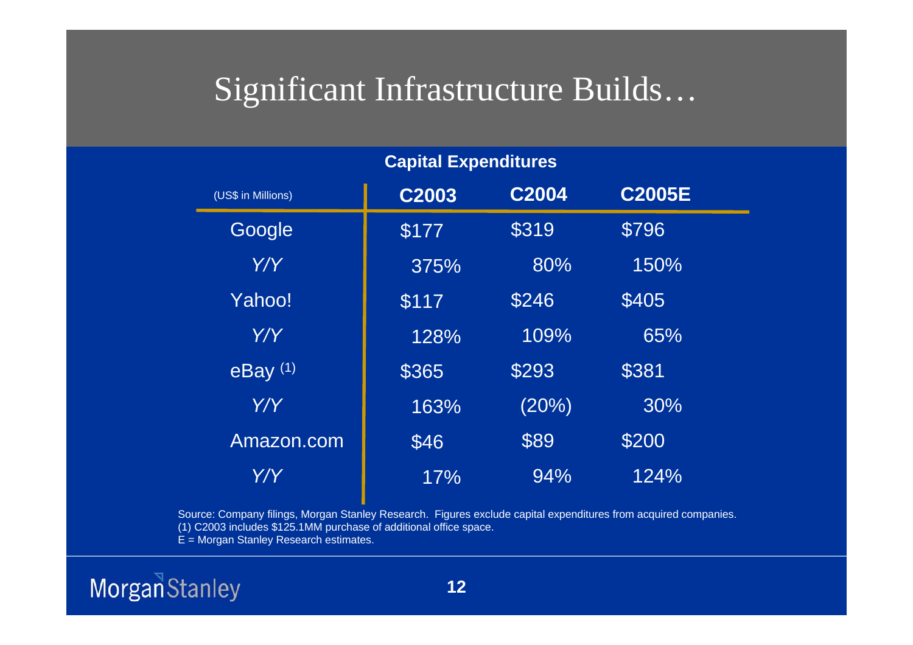# Significant Infrastructure Builds…

**Capital Expenditures**

| (US$ in Millions) | C2003 | C2004 | C2005E |
|---|---|---|---|
| Google | $177 | $319 | $796 |
| *Y/Y* | 375% | 80% | 150% |
| Yahoo! | $117 | $246 | $405 |
| *Y/Y* | 128% | 109% | 65% |
| eBay (1) | $365 | $293 | $381 |
| *Y/Y* | 163% | (20%) | 30% |
| Amazon.com | $46 | $89 | $200 |
| *Y/Y* | 17% | 94% | 124% |

Source: Company filings, Morgan Stanley Research. Figures exclude capital expenditures from acquired companies.
(1) C2003 includes $125.1MM purchase of additional office space.
E = Morgan Stanley Research estimates.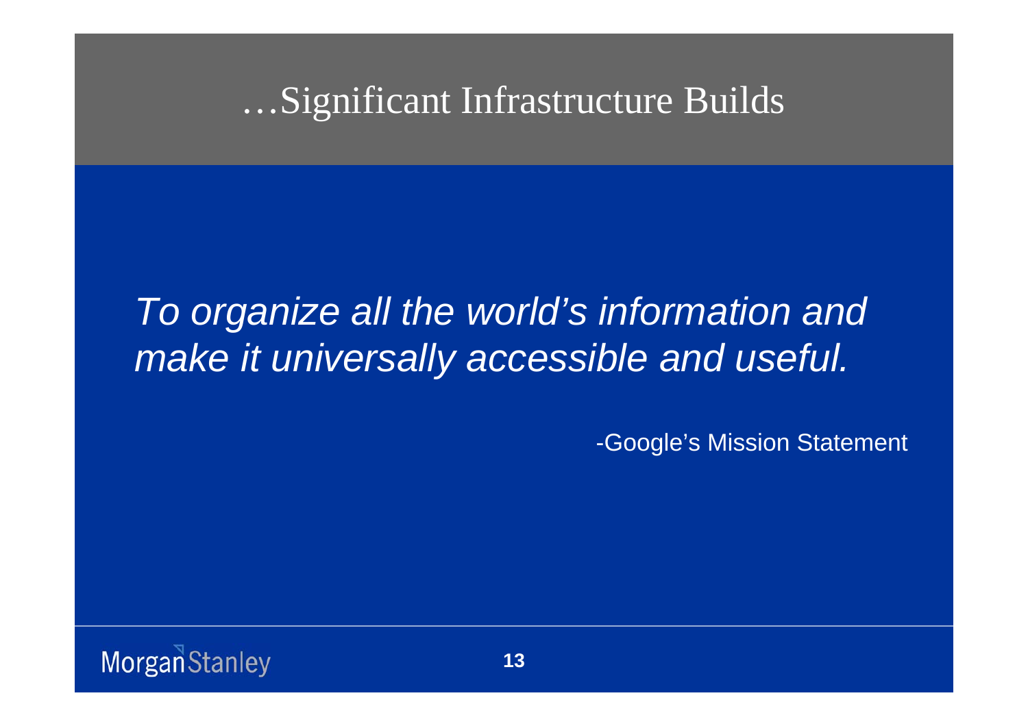# …Significant Infrastructure Builds

*To organize all the world's information and make it universally accessible and useful.*

-Google's Mission Statement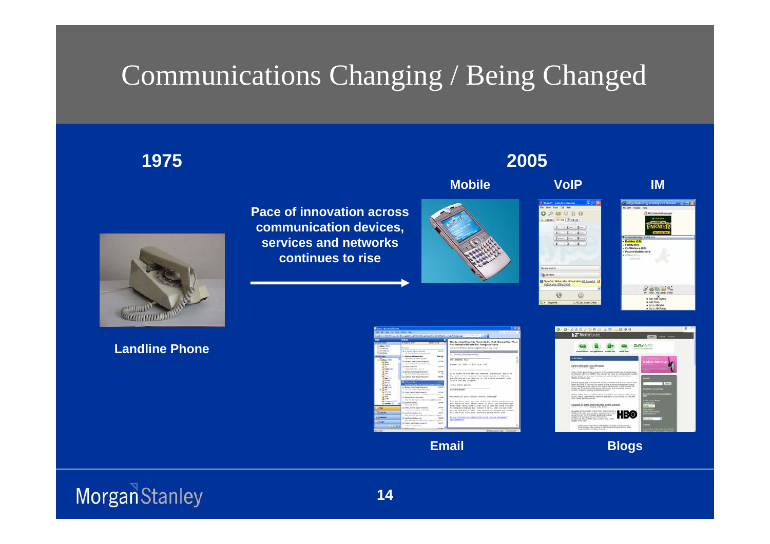# Communications Changing / Being Changed

**1975**

**Landline Phone**

**Pace of innovation across communication devices, services and networks continues to rise**

**2005**

**Mobile**

**VoIP**

**IM**

**Email**

**Blogs**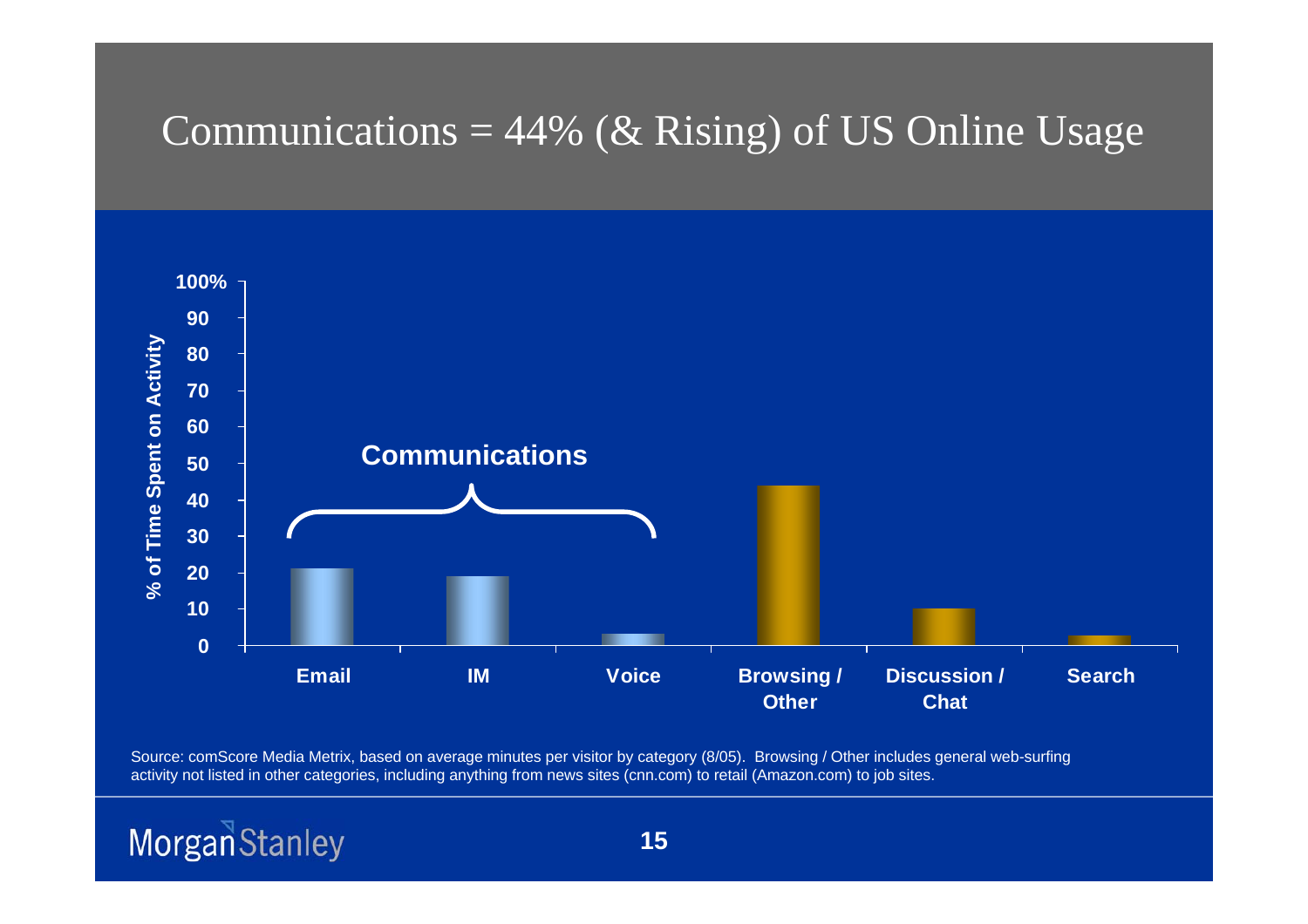# Communications = 44% (& Rising) of US Online Usage

| Activity | % of Time Spent on Activity |
| --- | --- |
| Email | ~21 |
| IM | ~19 |
| Voice | ~3 |
| Browsing / Other | ~44 |
| Discussion / Chat | ~10 |
| Search | ~3 |

Communications: Email, IM, Voice

Source: comScore Media Metrix, based on average minutes per visitor by category (8/05). Browsing / Other includes general web-surfing activity not listed in other categories, including anything from news sites (cnn.com) to retail (Amazon.com) to job sites.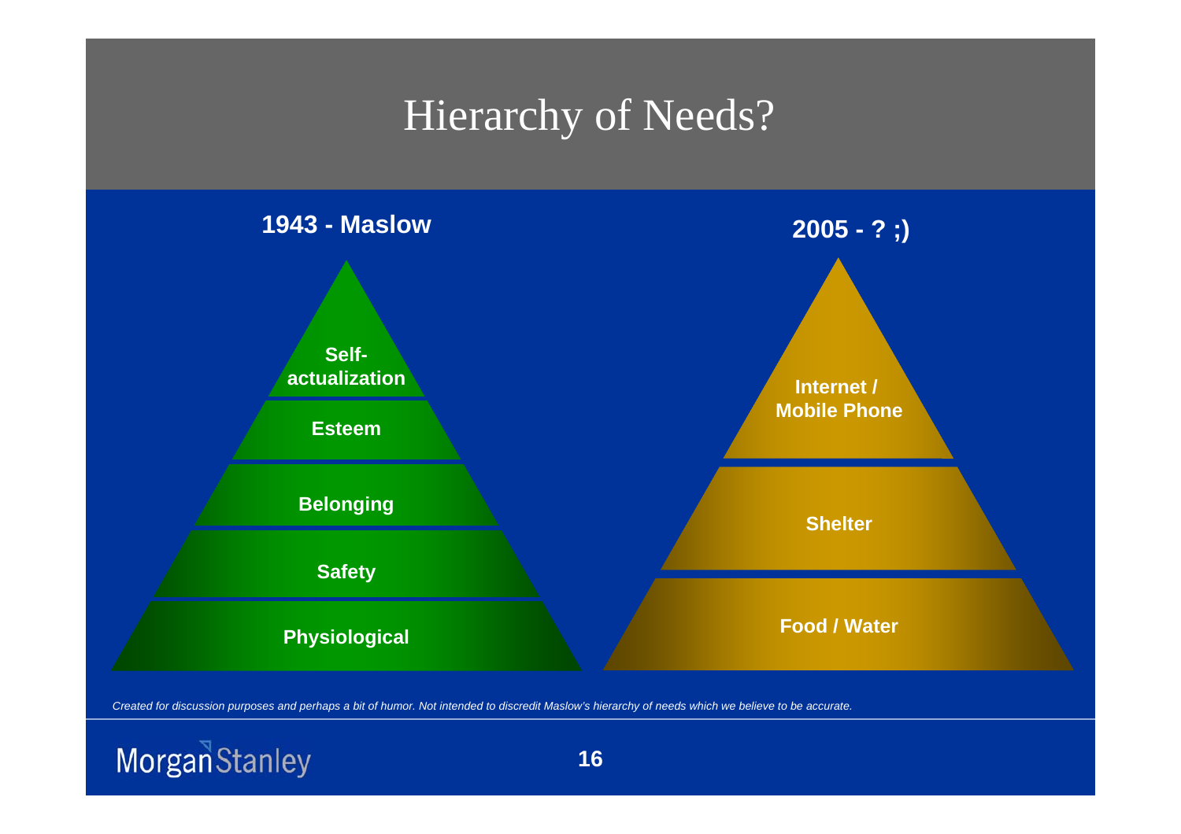# Hierarchy of Needs?

**1943 - Maslow**

- **Self-actualization**
- **Esteem**
- **Belonging**
- **Safety**
- **Physiological**

**2005 - ? ;)**

- **Internet / Mobile Phone**
- **Shelter**
- **Food / Water**

*Created for discussion purposes and perhaps a bit of humor. Not intended to discredit Maslow's hierarchy of needs which we believe to be accurate.*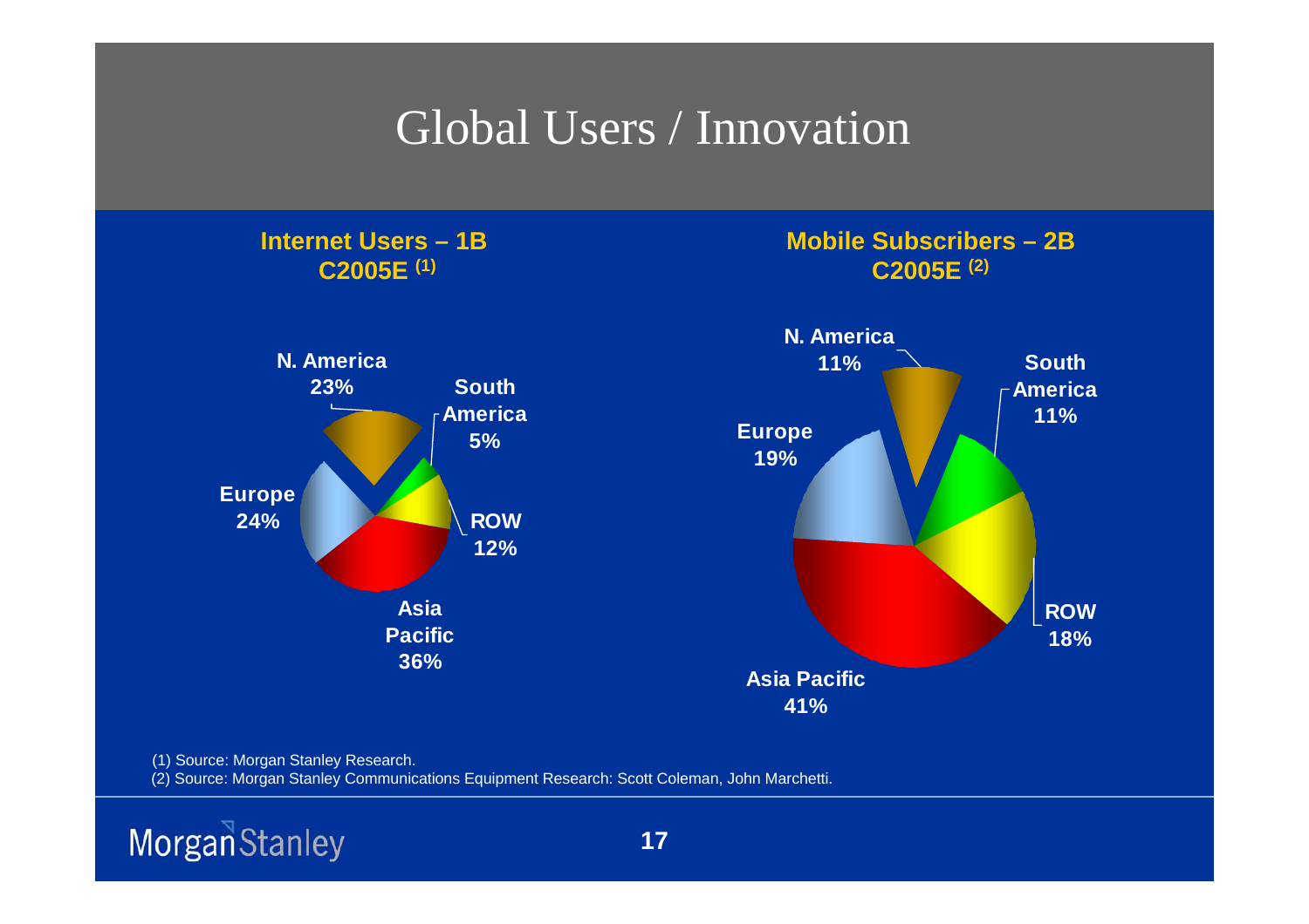# Global Users / Innovation

**Internet Users – 1B C2005E [(1)]**

| Region | Share |
|---|---|
| N. America | 23% |
| South America | 5% |
| ROW | 12% |
| Asia Pacific | 36% |
| Europe | 24% |

**Mobile Subscribers – 2B C2005E [(2)]**

| Region | Share |
|---|---|
| N. America | 11% |
| South America | 11% |
| ROW | 18% |
| Asia Pacific | 41% |
| Europe | 19% |

(1) Source: Morgan Stanley Research.
(2) Source: Morgan Stanley Communications Equipment Research: Scott Coleman, John Marchetti.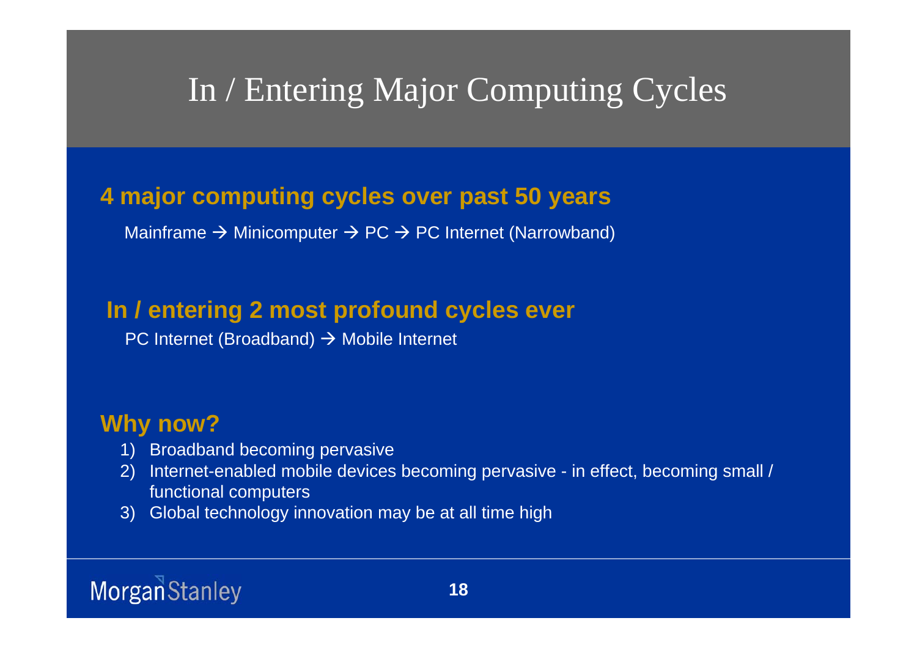# In / Entering Major Computing Cycles

## 4 major computing cycles over past 50 years

Mainframe → Minicomputer → PC → PC Internet (Narrowband)

## In / entering 2 most profound cycles ever

PC Internet (Broadband) → Mobile Internet

## Why now?

1) Broadband becoming pervasive
2) Internet-enabled mobile devices becoming pervasive - in effect, becoming small / functional computers
3) Global technology innovation may be at all time high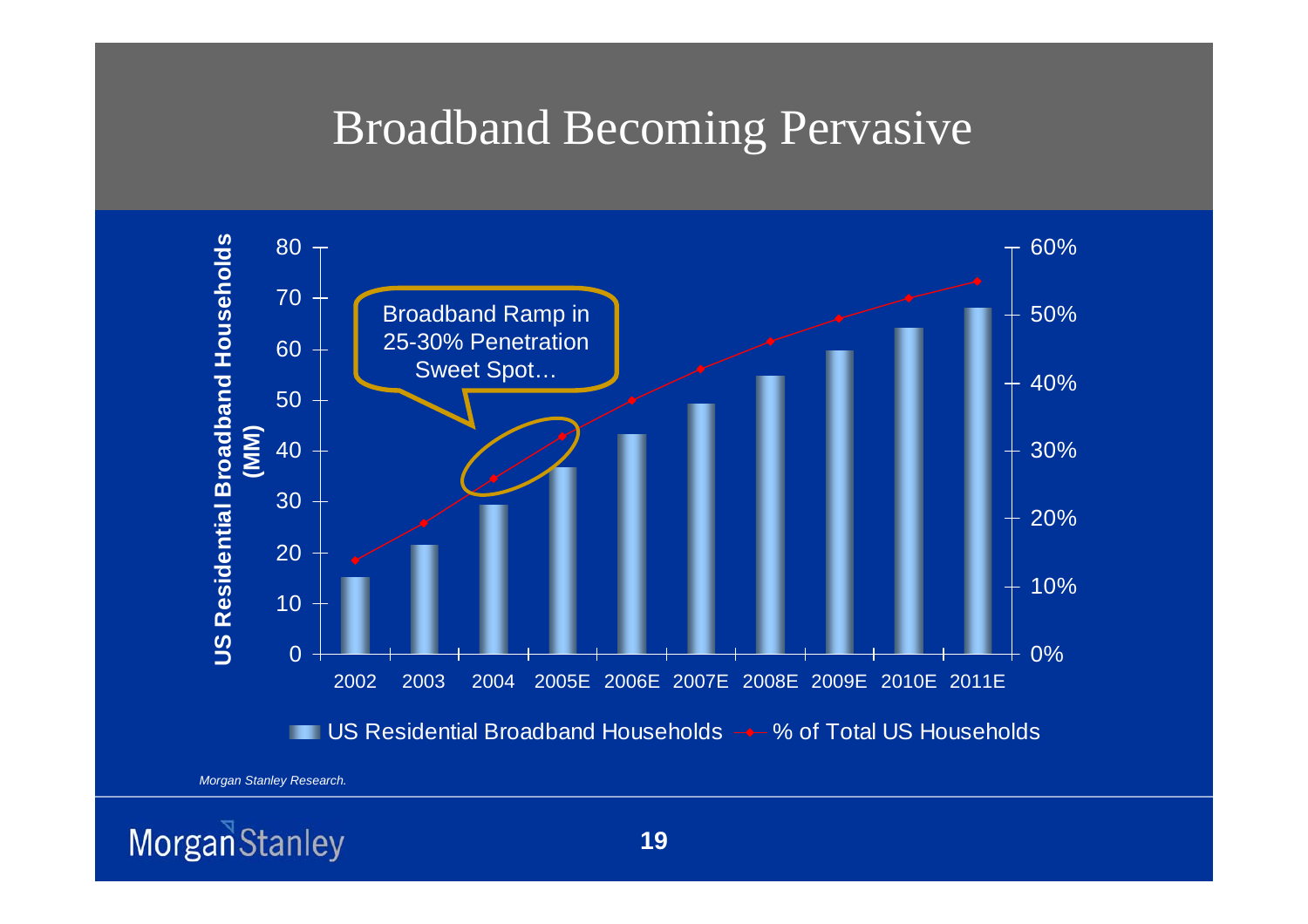# Broadband Becoming Pervasive

US Residential Broadband Households (MM)

Broadband Ramp in 25-30% Penetration Sweet Spot…

| | 2002 | 2003 | 2004 | 2005E | 2006E | 2007E | 2008E | 2009E | 2010E | 2011E |
|---|---|---|---|---|---|---|---|---|---|---|

US Residential Broadband Households — % of Total US Households

*Morgan Stanley Research.*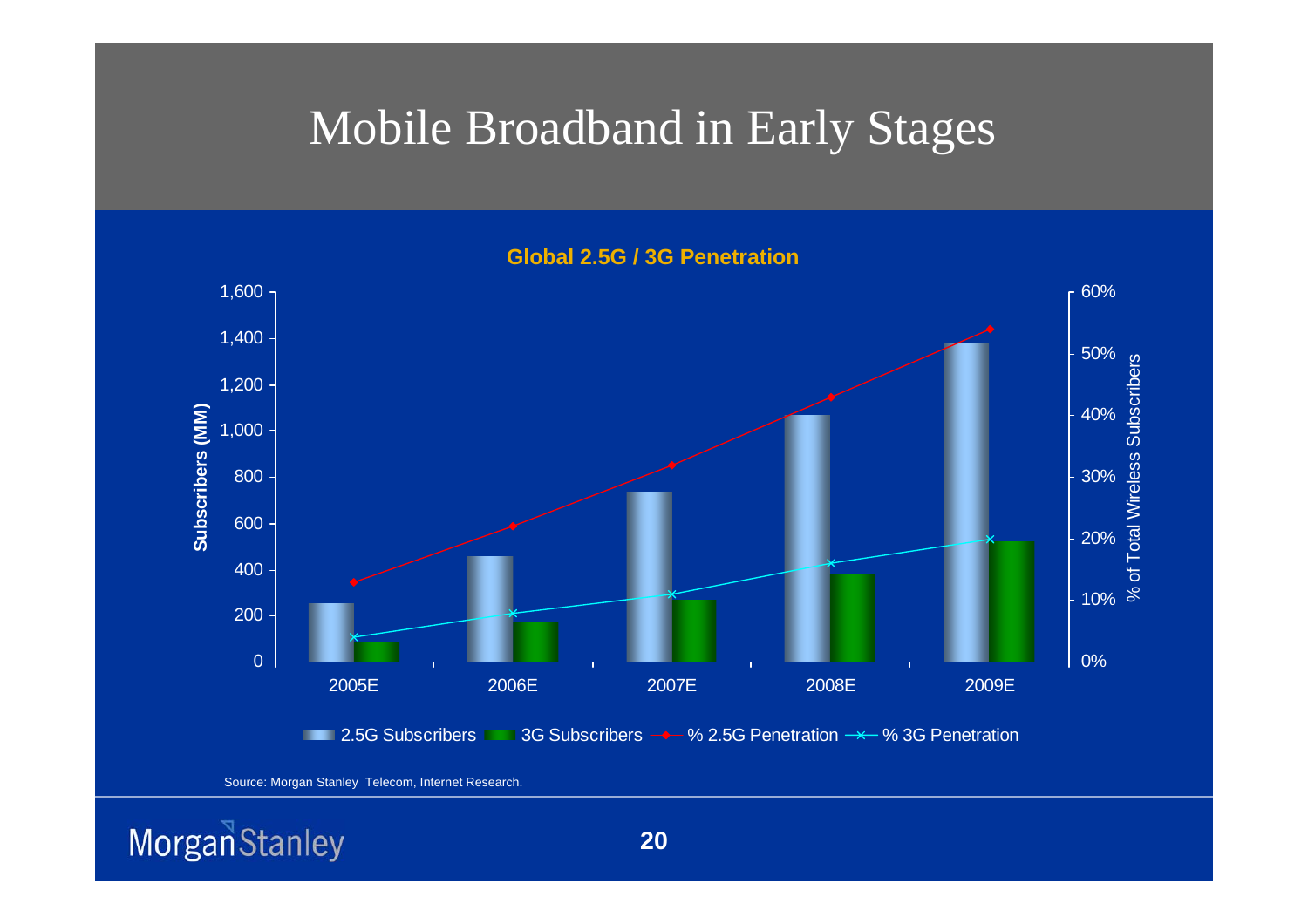# Mobile Broadband in Early Stages

**Global 2.5G / 3G Penetration**

| | 2005E | 2006E | 2007E | 2008E | 2009E |
|---|---|---|---|---|---|
| 2.5G Subscribers (MM) | ~255 | ~460 | ~740 | ~1,070 | ~1,380 |
| 3G Subscribers (MM) | ~85 | ~170 | ~270 | ~385 | ~520 |
| % 2.5G Penetration | ~13% | ~22% | ~32% | ~43% | ~54% |
| % 3G Penetration | ~4% | ~8% | ~11% | ~16% | ~20% |

Left axis: Subscribers (MM); right axis: % of Total Wireless Subscribers. Values are approximate readings from the chart.

Source: Morgan Stanley Telecom, Internet Research.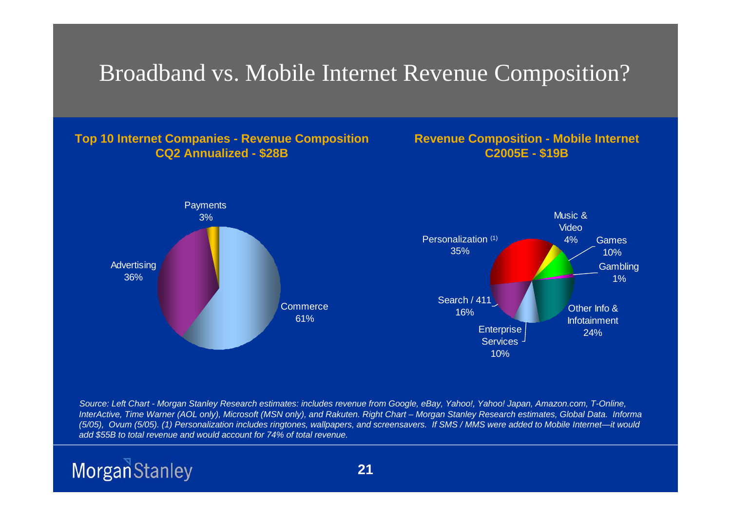# Broadband vs. Mobile Internet Revenue Composition?

**Top 10 Internet Companies - Revenue Composition CQ2 Annualized - $28B**

| Segment | Share |
| --- | --- |
| Commerce | 61% |
| Advertising | 36% |
| Payments | 3% |

**Revenue Composition - Mobile Internet C2005E - $19B**

| Segment | Share |
| --- | --- |
| Personalization (1) | 35% |
| Music & Video | 4% |
| Games | 10% |
| Gambling | 1% |
| Other Info & Infotainment | 24% |
| Enterprise Services | 10% |
| Search / 411 | 16% |

*Source: Left Chart - Morgan Stanley Research estimates: includes revenue from Google, eBay, Yahoo!, Yahoo! Japan, Amazon.com, T-Online, InterActive, Time Warner (AOL only), Microsoft (MSN only), and Rakuten. Right Chart – Morgan Stanley Research estimates, Global Data. Informa (5/05), Ovum (5/05). (1) Personalization includes ringtones, wallpapers, and screensavers. If SMS / MMS were added to Mobile Internet—it would add $55B to total revenue and would account for 74% of total revenue.*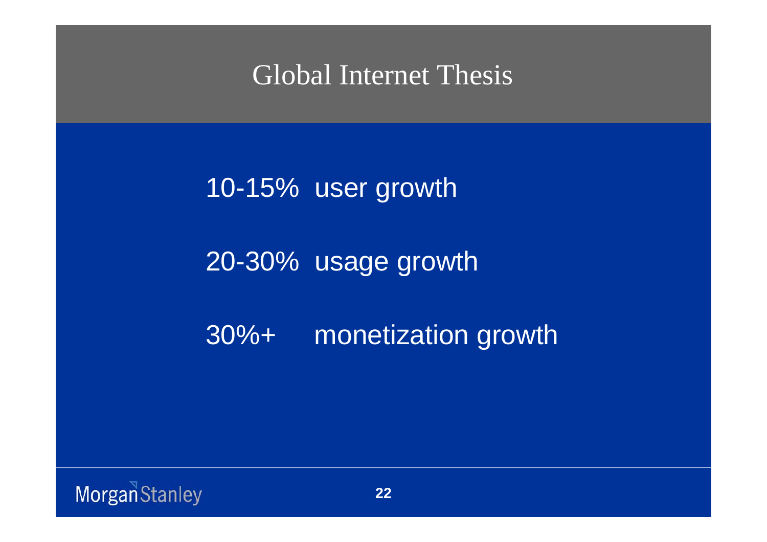# Global Internet Thesis

10-15% user growth

20-30% usage growth

30%+ monetization growth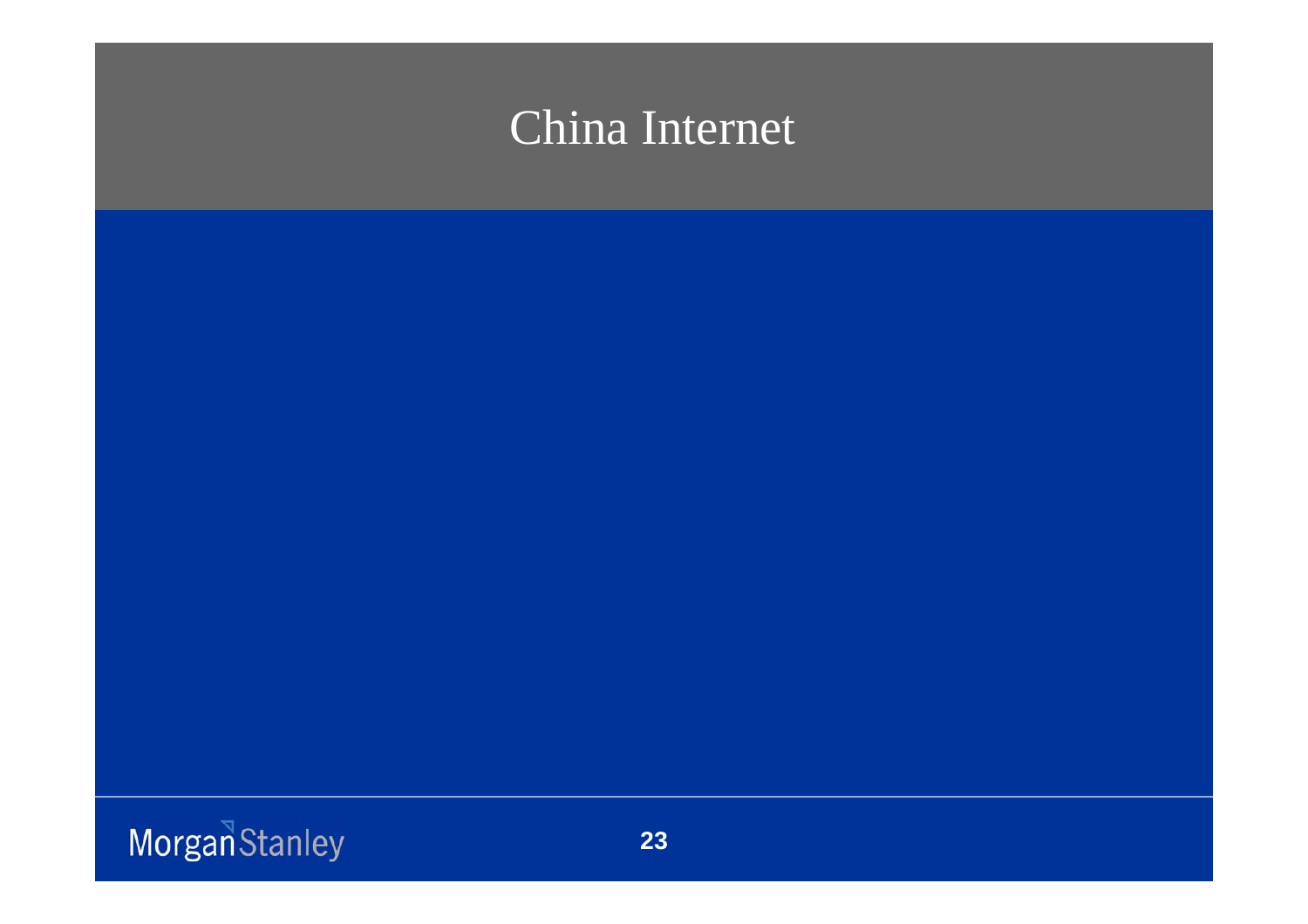# China Internet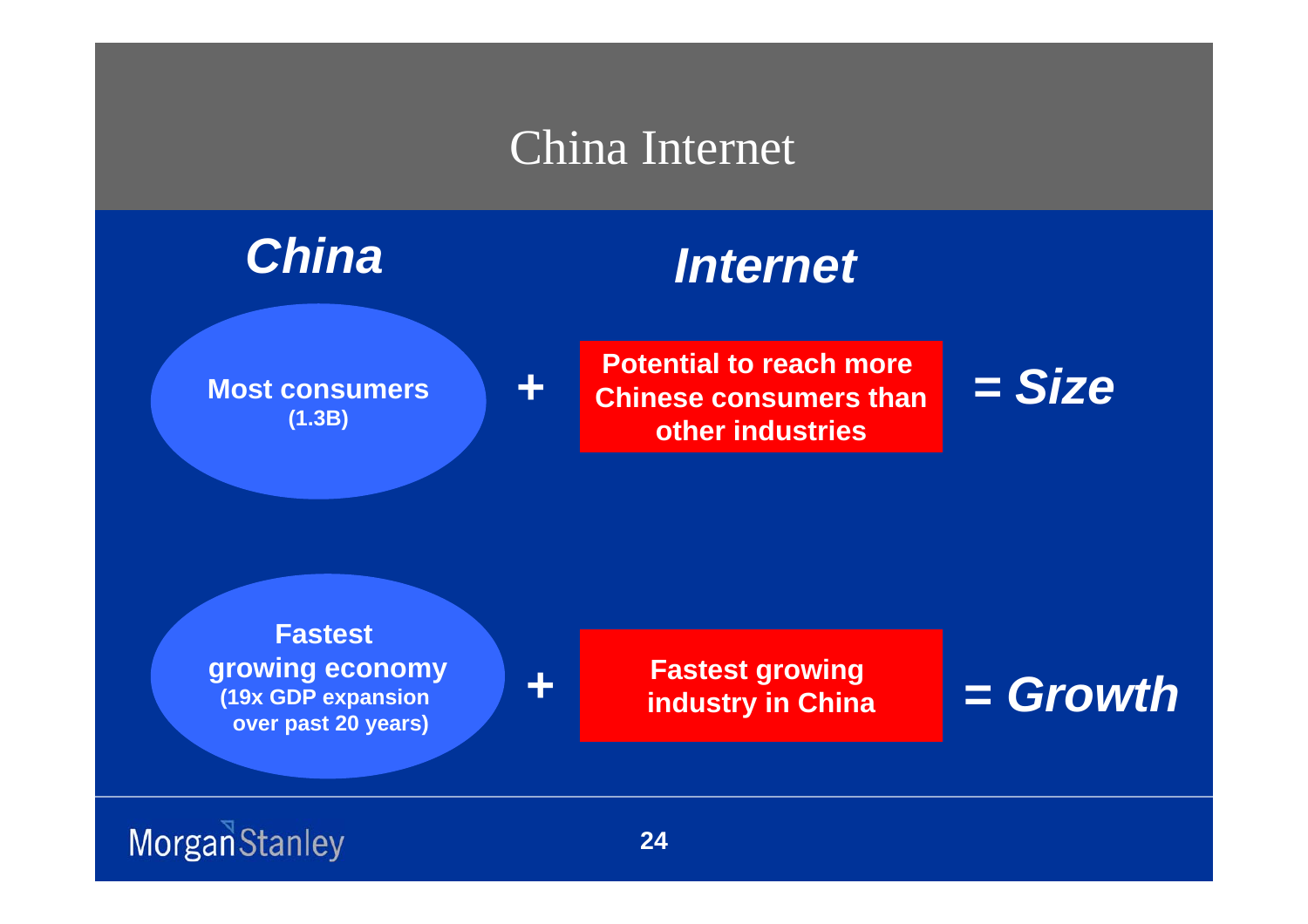# China Internet

| *China* | | *Internet* | |
|---|---|---|---|
| **Most consumers (1.3B)** | + | **Potential to reach more Chinese consumers than other industries** | *= Size* |
| **Fastest growing economy (19x GDP expansion over past 20 years)** | + | **Fastest growing industry in China** | *= Growth* |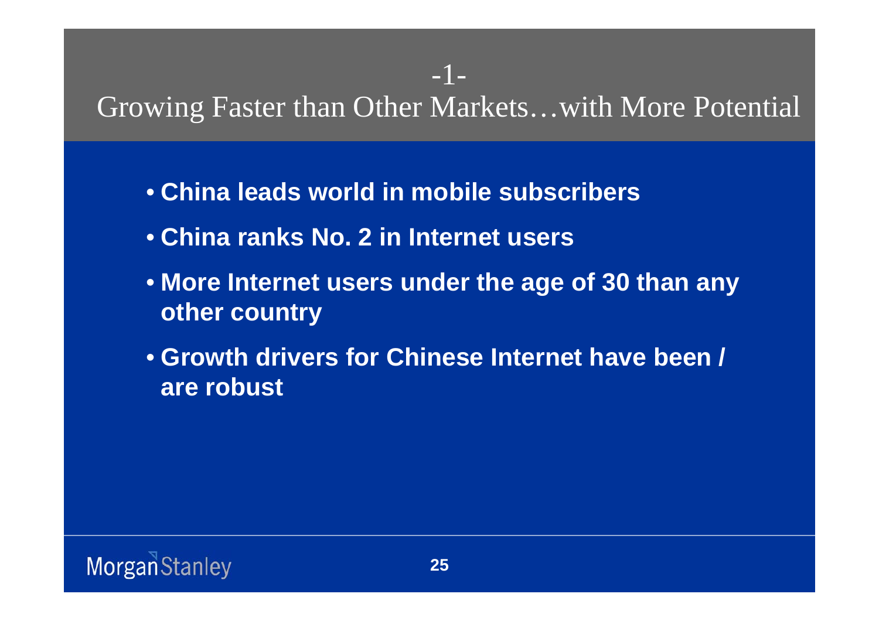# -1-
# Growing Faster than Other Markets…with More Potential

- **China leads world in mobile subscribers**
- **China ranks No. 2 in Internet users**
- **More Internet users under the age of 30 than any other country**
- **Growth drivers for Chinese Internet have been / are robust**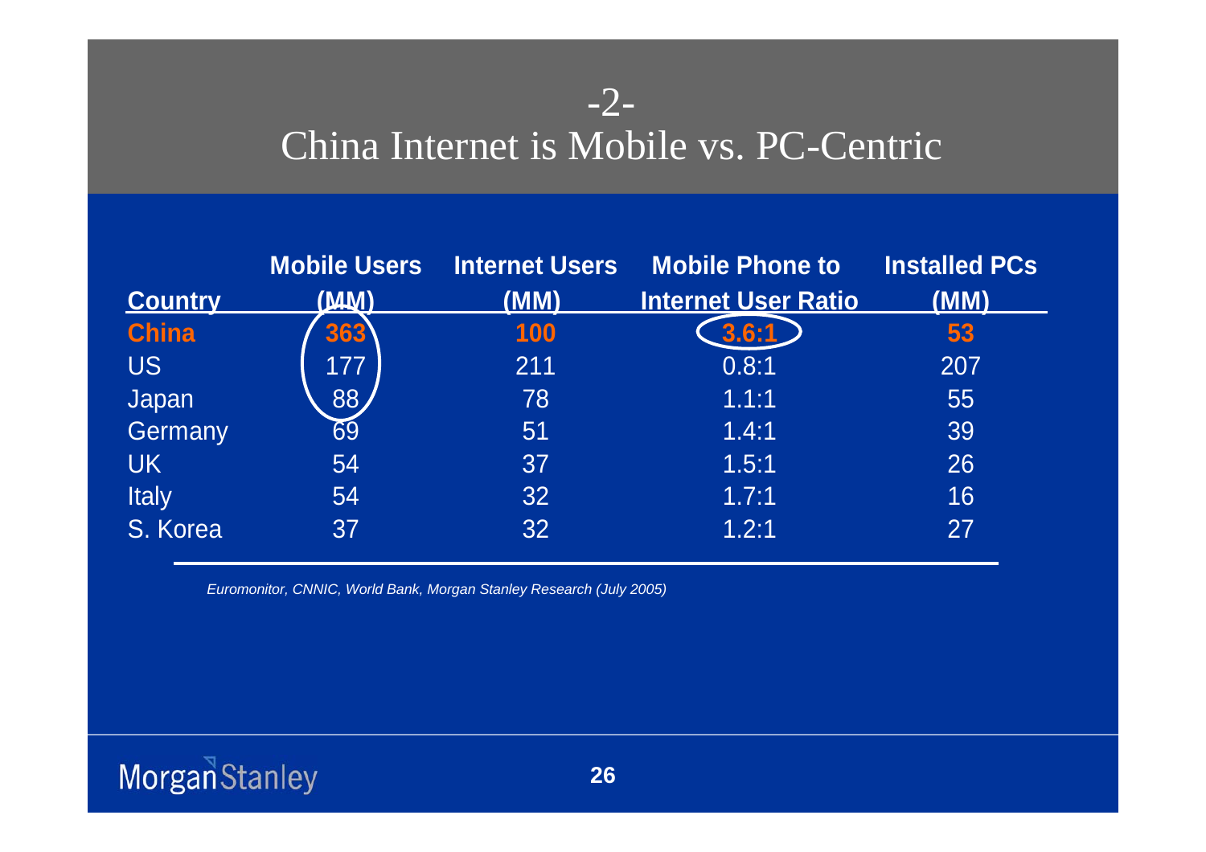# -2-
# China Internet is Mobile vs. PC-Centric

| Country | Mobile Users (MM) | Internet Users (MM) | Mobile Phone to Internet User Ratio | Installed PCs (MM) |
|---|---|---|---|---|
| **China** | **363** | **100** | **3.6:1** | **53** |
| US | 177 | 211 | 0.8:1 | 207 |
| Japan | 88 | 78 | 1.1:1 | 55 |
| Germany | 69 | 51 | 1.4:1 | 39 |
| UK | 54 | 37 | 1.5:1 | 26 |
| Italy | 54 | 32 | 1.7:1 | 16 |
| S. Korea | 37 | 32 | 1.2:1 | 27 |

*Euromonitor, CNNIC, World Bank, Morgan Stanley Research (July 2005)*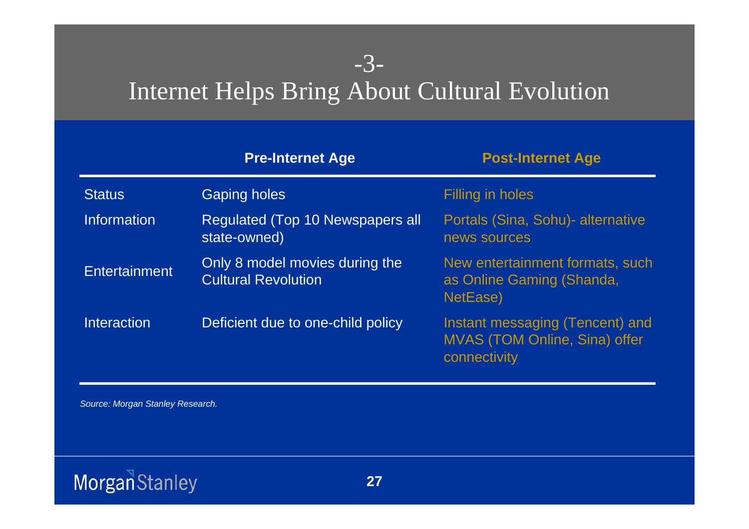# -3-
# Internet Helps Bring About Cultural Evolution

| | Pre-Internet Age | Post-Internet Age |
|---|---|---|
| Status | Gaping holes | Filling in holes |
| Information | Regulated (Top 10 Newspapers all state-owned) | Portals (Sina, Sohu)- alternative news sources |
| Entertainment | Only 8 model movies during the Cultural Revolution | New entertainment formats, such as Online Gaming (Shanda, NetEase) |
| Interaction | Deficient due to one-child policy | Instant messaging (Tencent) and MVAS (TOM Online, Sina) offer connectivity |

*Source: Morgan Stanley Research.*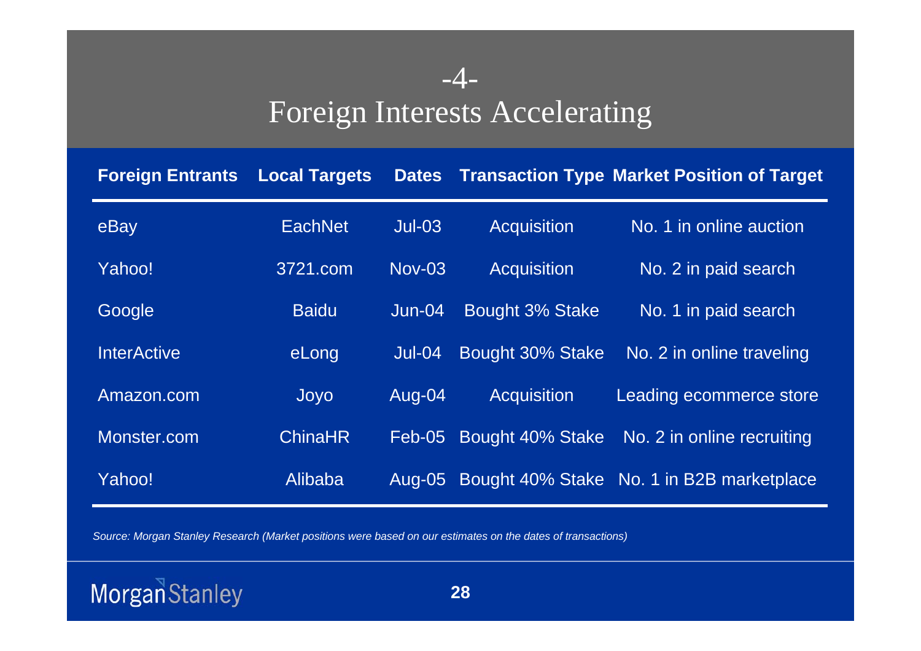# -4-
# Foreign Interests Accelerating

| Foreign Entrants | Local Targets | Dates | Transaction Type | Market Position of Target |
|---|---|---|---|---|
| eBay | EachNet | Jul-03 | Acquisition | No. 1 in online auction |
| Yahoo! | 3721.com | Nov-03 | Acquisition | No. 2 in paid search |
| Google | Baidu | Jun-04 | Bought 3% Stake | No. 1 in paid search |
| InterActive | eLong | Jul-04 | Bought 30% Stake | No. 2 in online traveling |
| Amazon.com | Joyo | Aug-04 | Acquisition | Leading ecommerce store |
| Monster.com | ChinaHR | Feb-05 | Bought 40% Stake | No. 2 in online recruiting |
| Yahoo! | Alibaba | Aug-05 | Bought 40% Stake | No. 1 in B2B marketplace |

*Source: Morgan Stanley Research (Market positions were based on our estimates on the dates of transactions)*

Morgan Stanley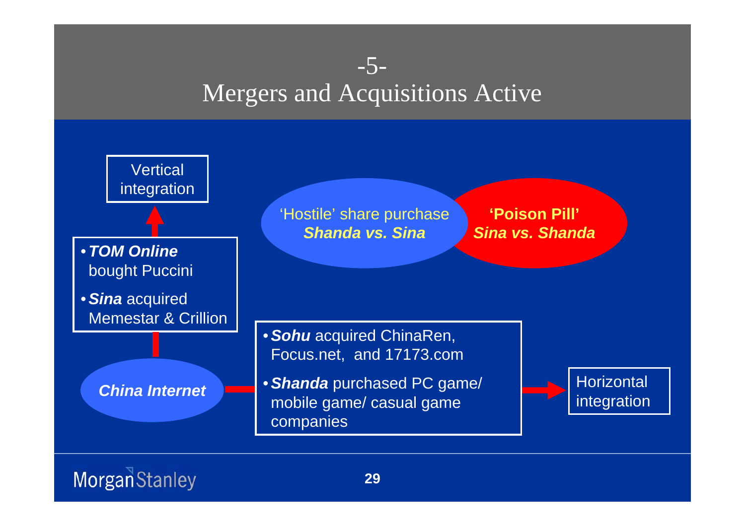# -5-
# Mergers and Acquisitions Active

Vertical integration

- ***TOM Online*** bought Puccini
- ***Sina*** acquired Memestar & Crillion

'Hostile' share purchase
***Shanda vs. Sina***

**'Poison Pill'**
***Sina vs. Shanda***

***China Internet***

- ***Sohu*** acquired ChinaRen, Focus.net, and 17173.com
- ***Shanda*** purchased PC game/ mobile game/ casual game companies

Horizontal integration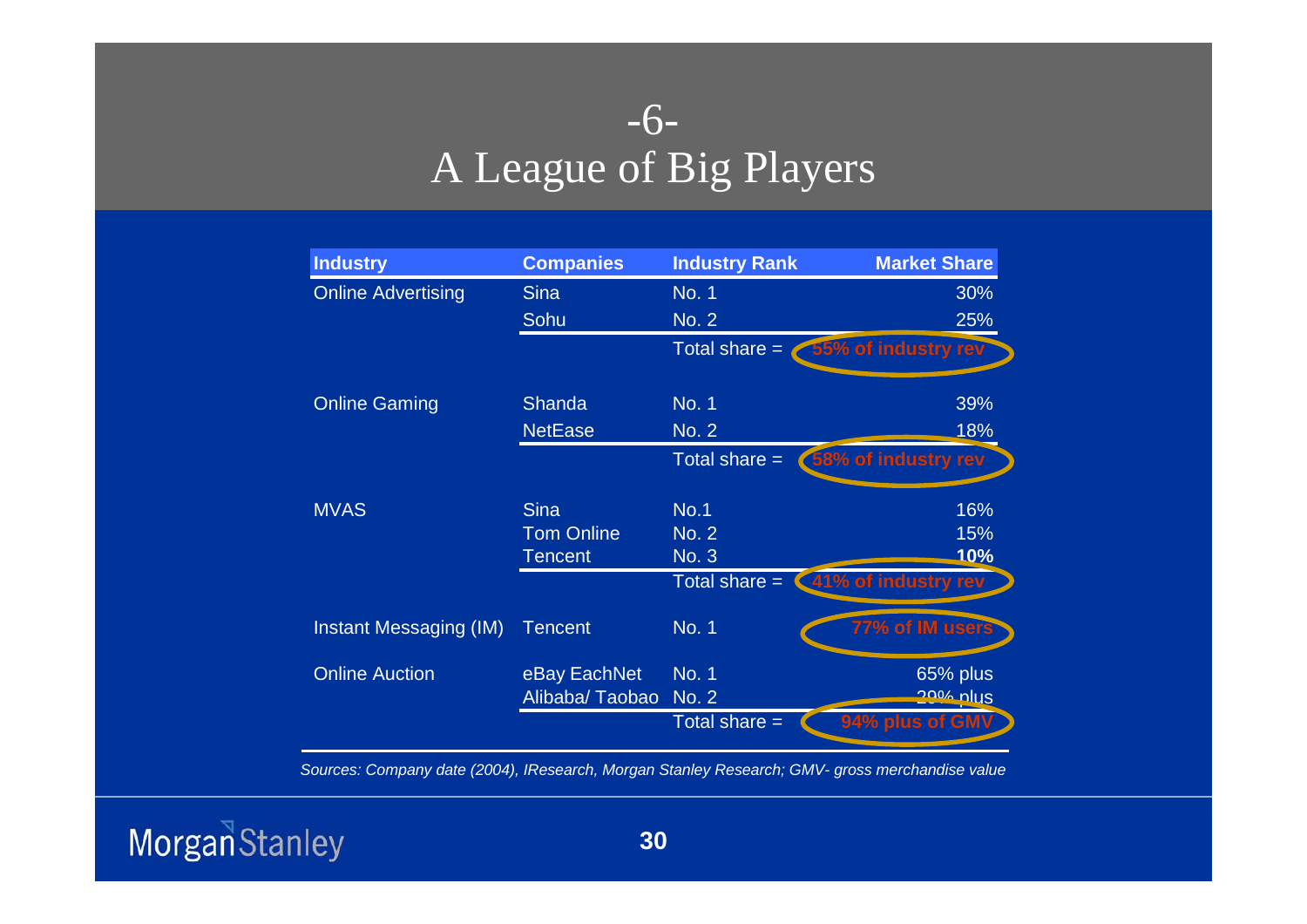## -6-
# A League of Big Players

| Industry | Companies | Industry Rank | Market Share |
|---|---|---|---|
| Online Advertising | Sina | No. 1 | 30% |
| | Sohu | No. 2 | 25% |
| | | Total share = | 55% of industry rev |
| Online Gaming | Shanda | No. 1 | 39% |
| | NetEase | No. 2 | 18% |
| | | Total share = | 58% of industry rev |
| MVAS | Sina | No.1 | 16% |
| | Tom Online | No. 2 | 15% |
| | Tencent | No. 3 | **10%** |
| | | Total share = | 41% of industry rev |
| Instant Messaging (IM) | Tencent | No. 1 | 77% of IM users |
| Online Auction | eBay EachNet | No. 1 | 65% plus |
| | Alibaba/ Taobao | No. 2 | 29% plus |
| | | Total share = | 94% plus of GMV |

*Sources: Company date (2004), IResearch, Morgan Stanley Research; GMV- gross merchandise value*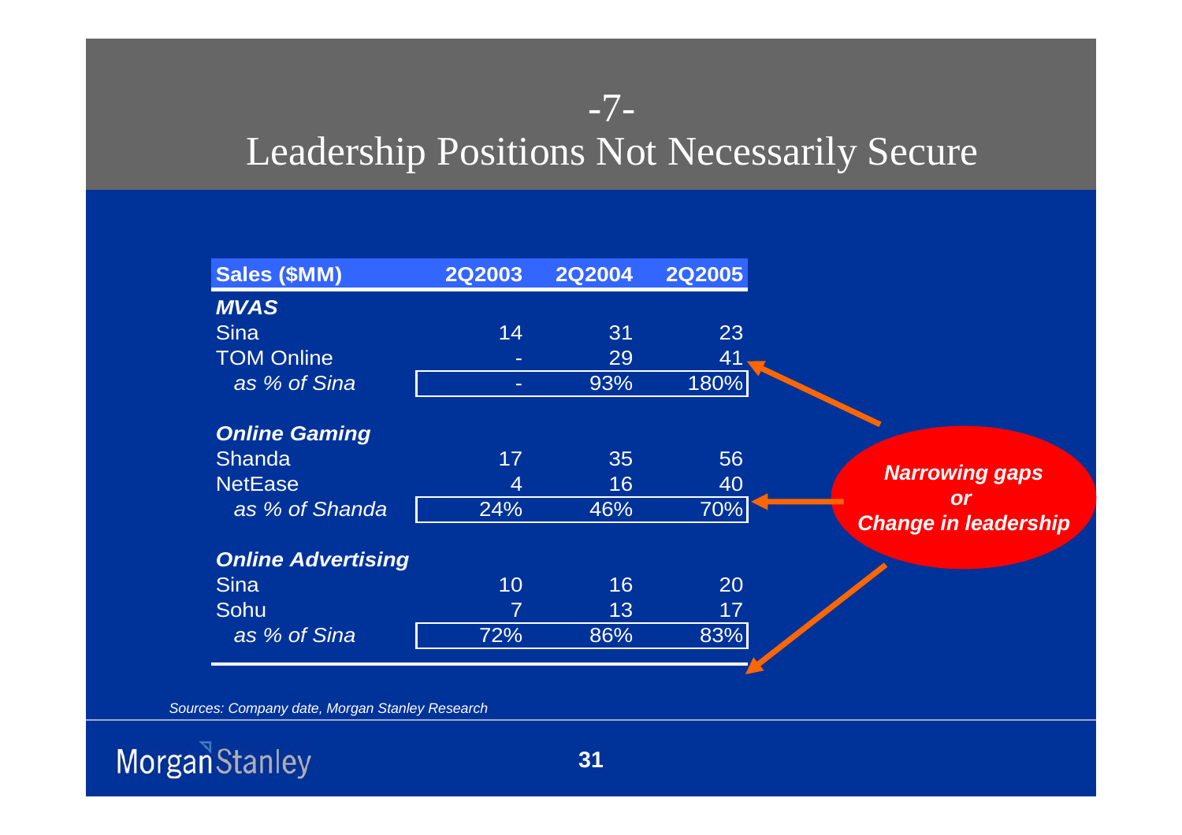# -7-
# Leadership Positions Not Necessarily Secure

| Sales ($MM) | 2Q2003 | 2Q2004 | 2Q2005 |
|---|---|---|---|
| ***MVAS*** | | | |
| Sina | 14 | 31 | 23 |
| TOM Online | - | 29 | 41 |
| *as % of Sina* | - | 93% | 180% |
| ***Online Gaming*** | | | |
| Shanda | 17 | 35 | 56 |
| NetEase | 4 | 16 | 40 |
| *as % of Shanda* | 24% | 46% | 70% |
| ***Online Advertising*** | | | |
| Sina | 10 | 16 | 20 |
| Sohu | 7 | 13 | 17 |
| *as % of Sina* | 72% | 86% | 83% |

***Narrowing gaps or Change in leadership***

*Sources: Company date, Morgan Stanley Research*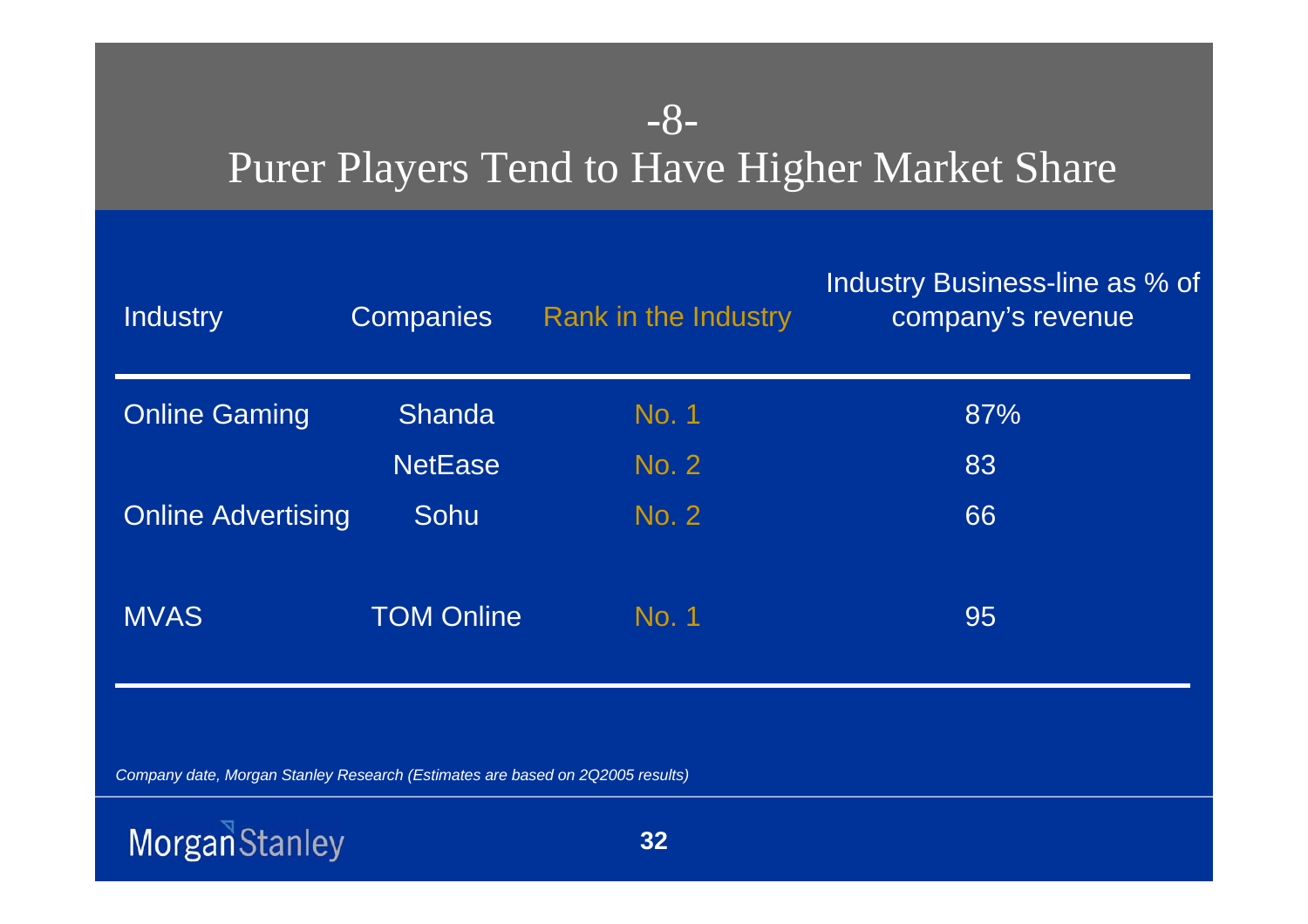# -8-
# Purer Players Tend to Have Higher Market Share

| Industry | Companies | Rank in the Industry | Industry Business-line as % of company's revenue |
|---|---|---|---|
| Online Gaming | Shanda | No. 1 | 87% |
| | NetEase | No. 2 | 83 |
| Online Advertising | Sohu | No. 2 | 66 |
| MVAS | TOM Online | No. 1 | 95 |

*Company date, Morgan Stanley Research (Estimates are based on 2Q2005 results)*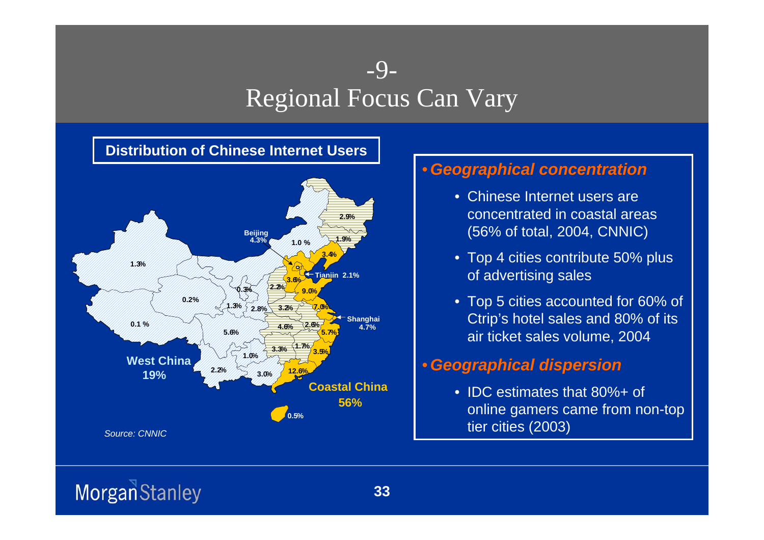# -9-
# Regional Focus Can Vary

**Distribution of Chinese Internet Users**

Beijing 4.3%, Tianjin 2.1%, Shanghai 4.7%

West China 19%

Coastal China 56%

1.3%, 0.2%, 0.1 %, 0.3%, 1.3%, 5.6%, 2.8%, 2.2%, 3.2%, 4.6%, 1.0%, 2.2%, 3.0%, 3.3%, 1.7%, 1.0 %, 2.9%, 1.9%, 3.4%, 3.6%, 9.0%, 7.0%, 2.6%, 5.7%, 3.5%, 12.6%, 0.5%

*Source: CNNIC*

- ***Geographical concentration***
  - Chinese Internet users are concentrated in coastal areas (56% of total, 2004, CNNIC)
  - Top 4 cities contribute 50% plus of advertising sales
  - Top 5 cities accounted for 60% of Ctrip's hotel sales and 80% of its air ticket sales volume, 2004
- ***Geographical dispersion***
  - IDC estimates that 80%+ of online gamers came from non-top tier cities (2003)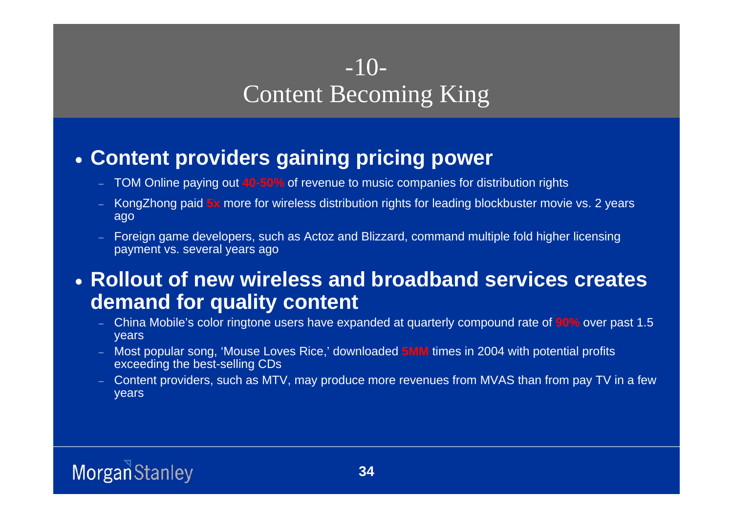# -10-
# Content Becoming King

- **Content providers gaining pricing power**
  - TOM Online paying out 40-50% of revenue to music companies for distribution rights
  - KongZhong paid 5x more for wireless distribution rights for leading blockbuster movie vs. 2 years ago
  - Foreign game developers, such as Actoz and Blizzard, command multiple fold higher licensing payment vs. several years ago

- **Rollout of new wireless and broadband services creates demand for quality content**
  - China Mobile's color ringtone users have expanded at quarterly compound rate of 90% over past 1.5 years
  - Most popular song, 'Mouse Loves Rice,' downloaded 5MM times in 2004 with potential profits exceeding the best-selling CDs
  - Content providers, such as MTV, may produce more revenues from MVAS than from pay TV in a few years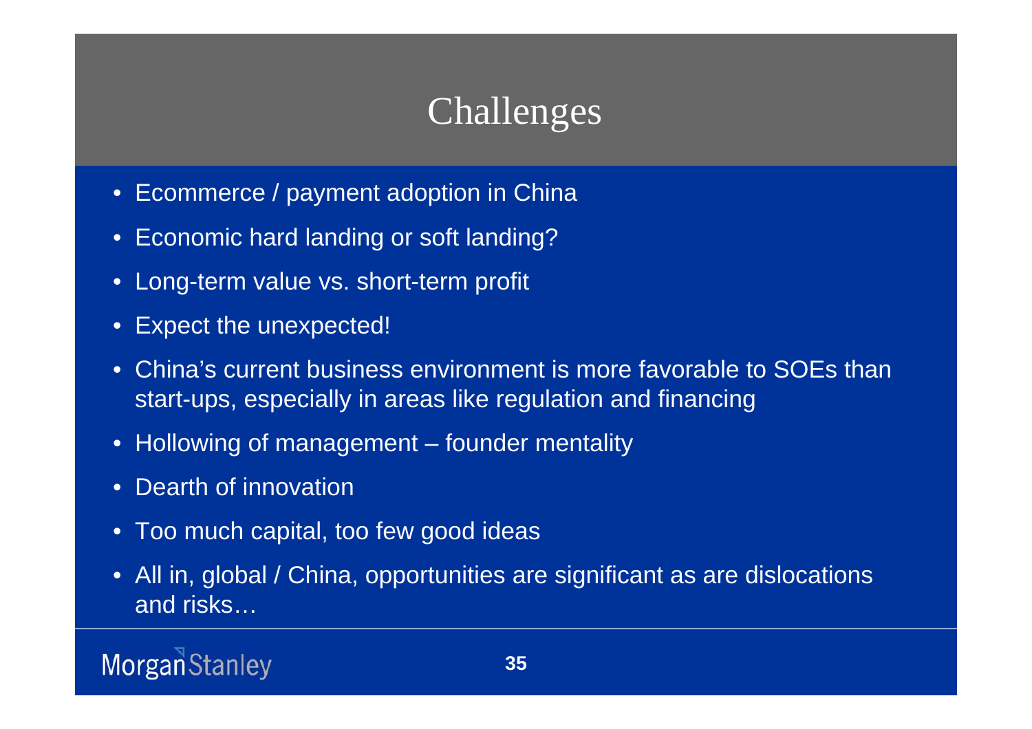# Challenges

- Ecommerce / payment adoption in China
- Economic hard landing or soft landing?
- Long-term value vs. short-term profit
- Expect the unexpected!
- China's current business environment is more favorable to SOEs than start-ups, especially in areas like regulation and financing
- Hollowing of management – founder mentality
- Dearth of innovation
- Too much capital, too few good ideas
- All in, global / China, opportunities are significant as are dislocations and risks…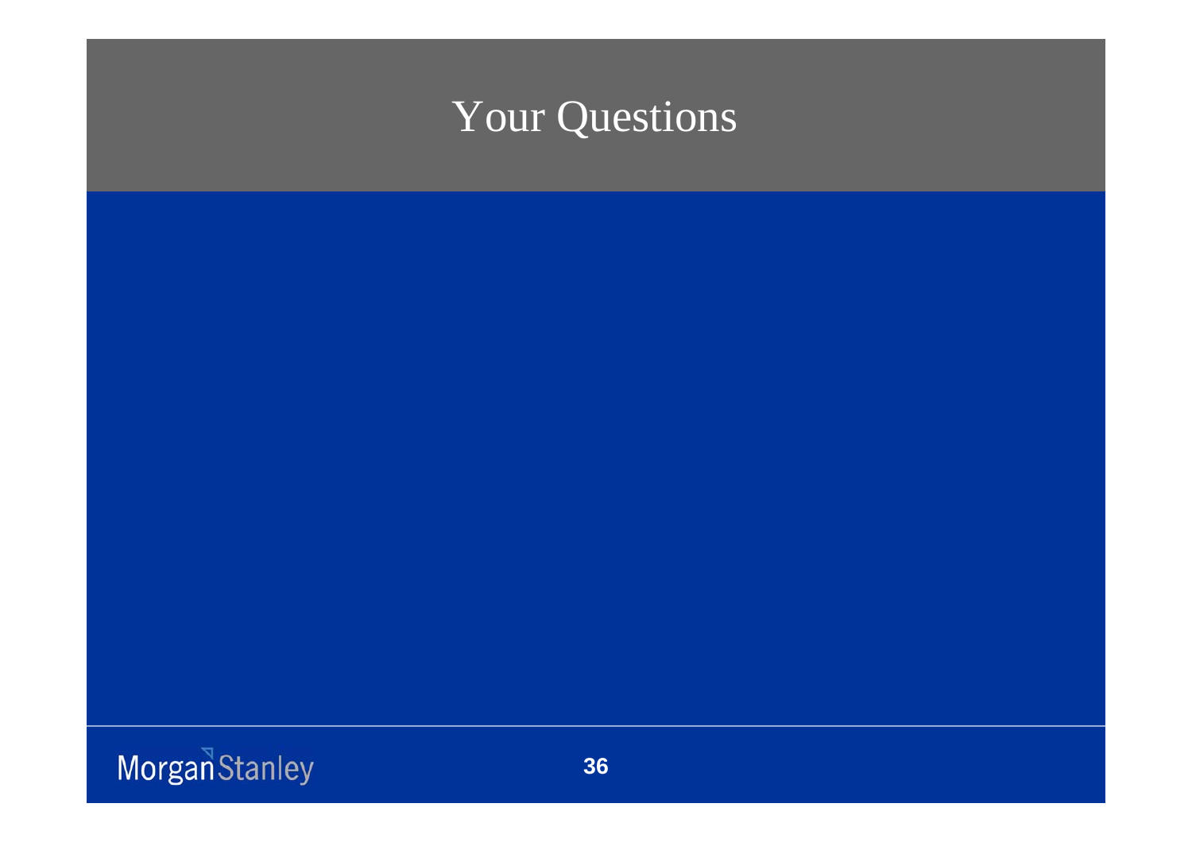# Your Questions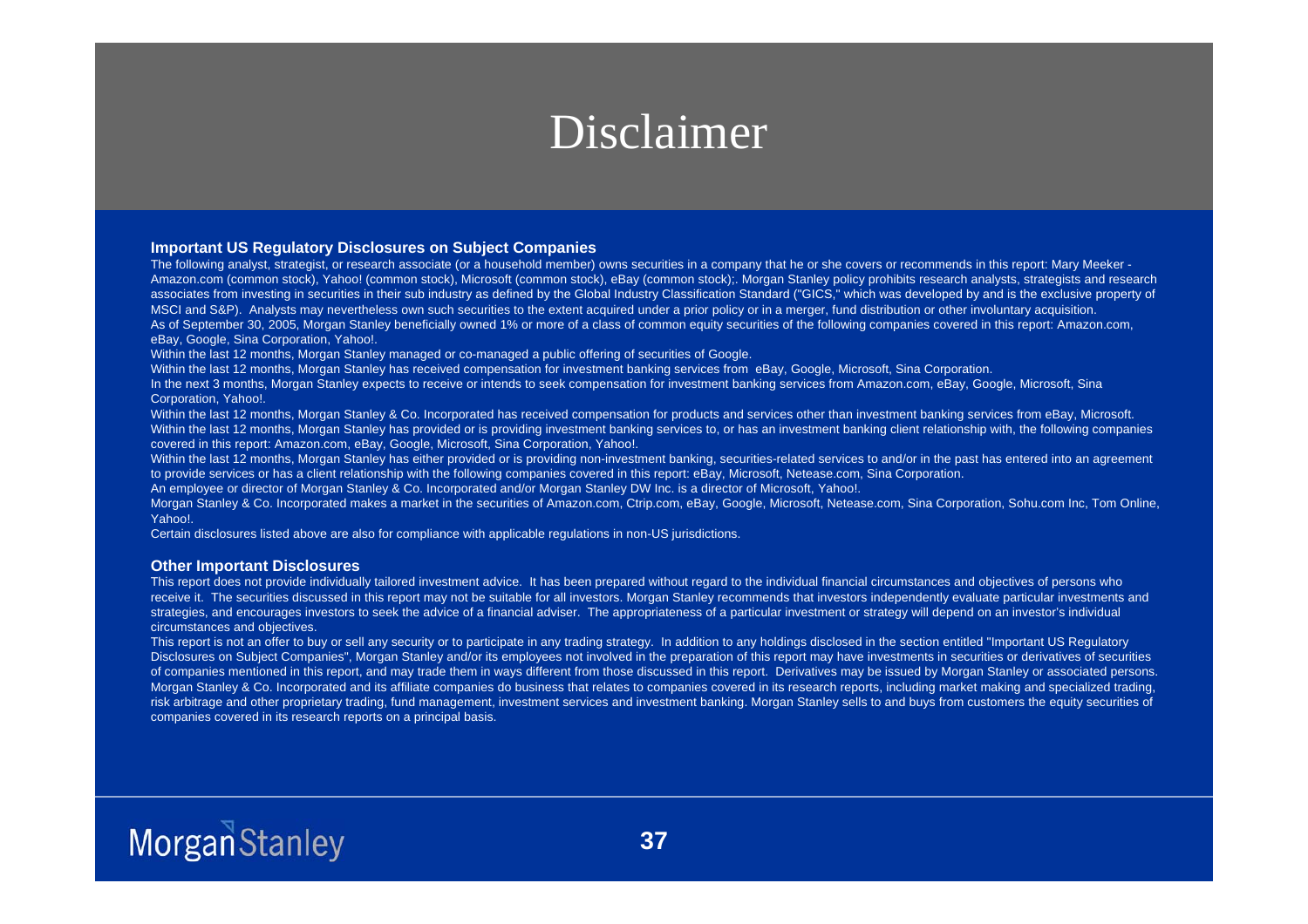# Disclaimer

**Important US Regulatory Disclosures on Subject Companies**

The following analyst, strategist, or research associate (or a household member) owns securities in a company that he or she covers or recommends in this report: Mary Meeker - Amazon.com (common stock), Yahoo! (common stock), Microsoft (common stock), eBay (common stock);. Morgan Stanley policy prohibits research analysts, strategists and research associates from investing in securities in their sub industry as defined by the Global Industry Classification Standard ("GICS," which was developed by and is the exclusive property of MSCI and S&P). Analysts may nevertheless own such securities to the extent acquired under a prior policy or in a merger, fund distribution or other involuntary acquisition.

As of September 30, 2005, Morgan Stanley beneficially owned 1% or more of a class of common equity securities of the following companies covered in this report: Amazon.com, eBay, Google, Sina Corporation, Yahoo!.

Within the last 12 months, Morgan Stanley managed or co-managed a public offering of securities of Google.

Within the last 12 months, Morgan Stanley has received compensation for investment banking services from eBay, Google, Microsoft, Sina Corporation.

In the next 3 months, Morgan Stanley expects to receive or intends to seek compensation for investment banking services from Amazon.com, eBay, Google, Microsoft, Sina Corporation, Yahoo!.

Within the last 12 months, Morgan Stanley & Co. Incorporated has received compensation for products and services other than investment banking services from eBay, Microsoft.

Within the last 12 months, Morgan Stanley has provided or is providing investment banking services to, or has an investment banking client relationship with, the following companies covered in this report: Amazon.com, eBay, Google, Microsoft, Sina Corporation, Yahoo!.

Within the last 12 months, Morgan Stanley has either provided or is providing non-investment banking, securities-related services to and/or in the past has entered into an agreement to provide services or has a client relationship with the following companies covered in this report: eBay, Microsoft, Netease.com, Sina Corporation.

An employee or director of Morgan Stanley & Co. Incorporated and/or Morgan Stanley DW Inc. is a director of Microsoft, Yahoo!.

Morgan Stanley & Co. Incorporated makes a market in the securities of Amazon.com, Ctrip.com, eBay, Google, Microsoft, Netease.com, Sina Corporation, Sohu.com Inc, Tom Online, Yahoo!.

Certain disclosures listed above are also for compliance with applicable regulations in non-US jurisdictions.

**Other Important Disclosures**

This report does not provide individually tailored investment advice. It has been prepared without regard to the individual financial circumstances and objectives of persons who receive it. The securities discussed in this report may not be suitable for all investors. Morgan Stanley recommends that investors independently evaluate particular investments and strategies, and encourages investors to seek the advice of a financial adviser. The appropriateness of a particular investment or strategy will depend on an investor's individual circumstances and objectives.

This report is not an offer to buy or sell any security or to participate in any trading strategy. In addition to any holdings disclosed in the section entitled "Important US Regulatory Disclosures on Subject Companies", Morgan Stanley and/or its employees not involved in the preparation of this report may have investments in securities or derivatives of securities of companies mentioned in this report, and may trade them in ways different from those discussed in this report. Derivatives may be issued by Morgan Stanley or associated persons. Morgan Stanley & Co. Incorporated and its affiliate companies do business that relates to companies covered in its research reports, including market making and specialized trading, risk arbitrage and other proprietary trading, fund management, investment services and investment banking. Morgan Stanley sells to and buys from customers the equity securities of companies covered in its research reports on a principal basis.

Morgan Stanley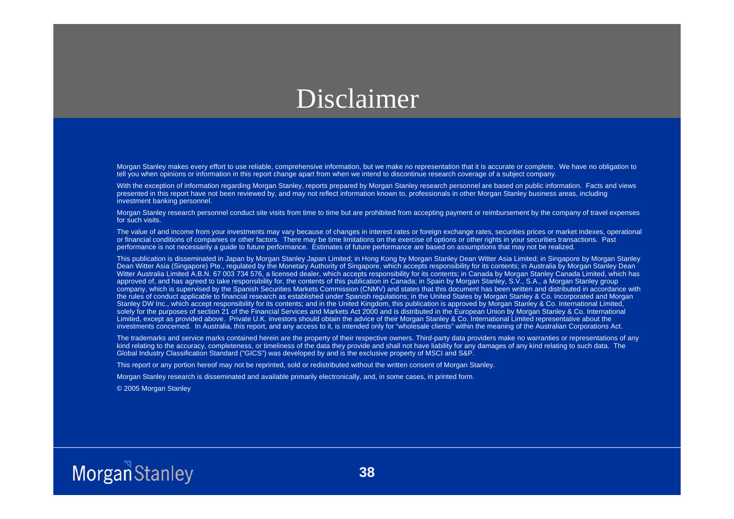# Disclaimer

Morgan Stanley makes every effort to use reliable, comprehensive information, but we make no representation that it is accurate or complete. We have no obligation to tell you when opinions or information in this report change apart from when we intend to discontinue research coverage of a subject company.

With the exception of information regarding Morgan Stanley, reports prepared by Morgan Stanley research personnel are based on public information. Facts and views presented in this report have not been reviewed by, and may not reflect information known to, professionals in other Morgan Stanley business areas, including investment banking personnel.

Morgan Stanley research personnel conduct site visits from time to time but are prohibited from accepting payment or reimbursement by the company of travel expenses for such visits.

The value of and income from your investments may vary because of changes in interest rates or foreign exchange rates, securities prices or market indexes, operational or financial conditions of companies or other factors. There may be time limitations on the exercise of options or other rights in your securities transactions. Past performance is not necessarily a guide to future performance. Estimates of future performance are based on assumptions that may not be realized.

This publication is disseminated in Japan by Morgan Stanley Japan Limited; in Hong Kong by Morgan Stanley Dean Witter Asia Limited; in Singapore by Morgan Stanley Dean Witter Asia (Singapore) Pte., regulated by the Monetary Authority of Singapore, which accepts responsibility for its contents; in Australia by Morgan Stanley Dean Witter Australia Limited A.B.N. 67 003 734 576, a licensed dealer, which accepts responsibility for its contents; in Canada by Morgan Stanley Canada Limited, which has approved of, and has agreed to take responsibility for, the contents of this publication in Canada; in Spain by Morgan Stanley, S.V., S.A., a Morgan Stanley group company, which is supervised by the Spanish Securities Markets Commission (CNMV) and states that this document has been written and distributed in accordance with the rules of conduct applicable to financial research as established under Spanish regulations; in the United States by Morgan Stanley & Co. Incorporated and Morgan Stanley DW Inc., which accept responsibility for its contents; and in the United Kingdom, this publication is approved by Morgan Stanley & Co. International Limited, solely for the purposes of section 21 of the Financial Services and Markets Act 2000 and is distributed in the European Union by Morgan Stanley & Co. International Limited, except as provided above. Private U.K. investors should obtain the advice of their Morgan Stanley & Co. International Limited representative about the investments concerned. In Australia, this report, and any access to it, is intended only for "wholesale clients" within the meaning of the Australian Corporations Act.

The trademarks and service marks contained herein are the property of their respective owners. Third-party data providers make no warranties or representations of any kind relating to the accuracy, completeness, or timeliness of the data they provide and shall not have liability for any damages of any kind relating to such data. The Global Industry Classification Standard ("GICS") was developed by and is the exclusive property of MSCI and S&P.

This report or any portion hereof may not be reprinted, sold or redistributed without the written consent of Morgan Stanley.

Morgan Stanley research is disseminated and available primarily electronically, and, in some cases, in printed form.

© 2005 Morgan Stanley

Morgan Stanley